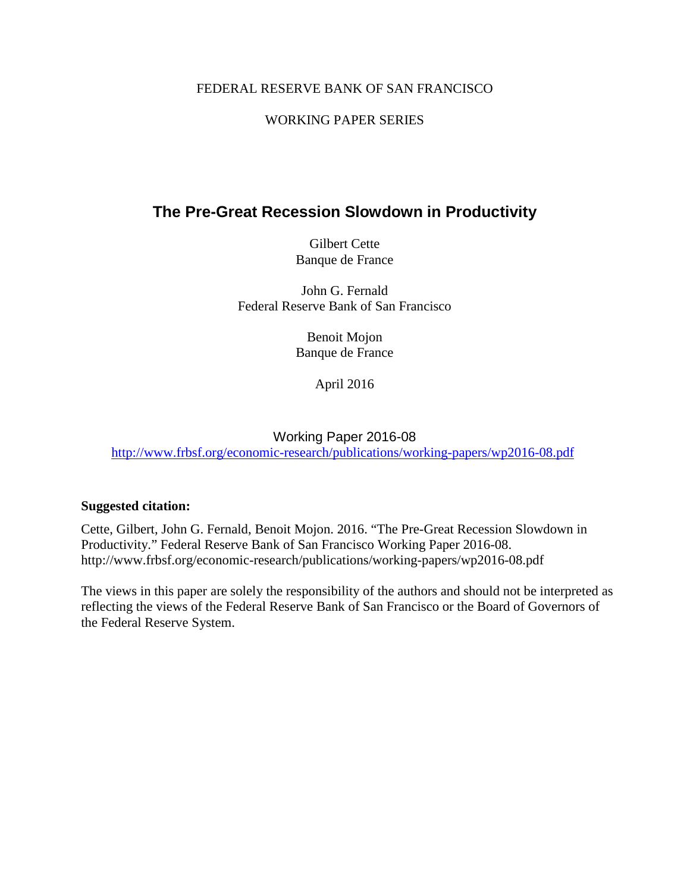FEDERAL RESERVE BANK OF SAN FRANCISCO

WORKING PAPER SERIES

# The Pre-Great Recession Slowdown in Productivity

Gilbert Cette
Banque de France

John G. Fernald
Federal Reserve Bank of San Francisco

Benoit Mojon
Banque de France

April 2016

Working Paper 2016-08
http://www.frbsf.org/economic-research/publications/working-papers/wp2016-08.pdf

**Suggested citation:**

Cette, Gilbert, John G. Fernald, Benoit Mojon. 2016. "The Pre-Great Recession Slowdown in Productivity." Federal Reserve Bank of San Francisco Working Paper 2016-08. http://www.frbsf.org/economic-research/publications/working-papers/wp2016-08.pdf

The views in this paper are solely the responsibility of the authors and should not be interpreted as reflecting the views of the Federal Reserve Bank of San Francisco or the Board of Governors of the Federal Reserve System.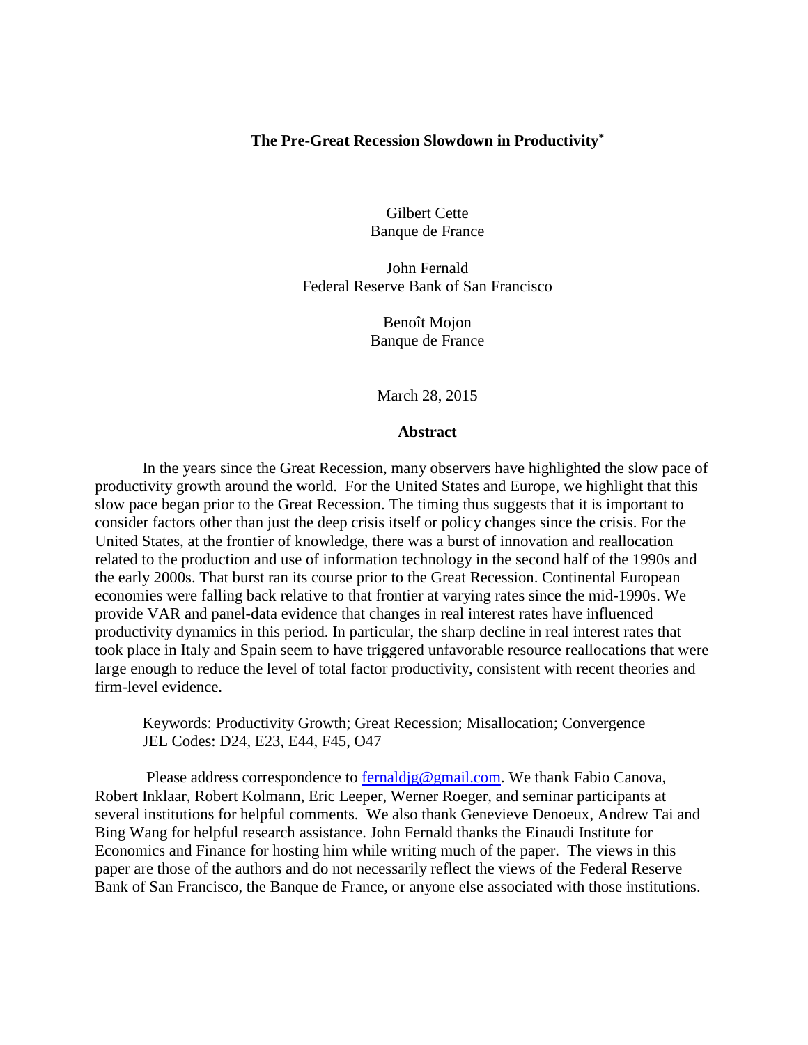**The Pre-Great Recession Slowdown in Productivity***

Gilbert Cette
Banque de France

John Fernald
Federal Reserve Bank of San Francisco

Benoît Mojon
Banque de France

March 28, 2015

**Abstract**

In the years since the Great Recession, many observers have highlighted the slow pace of productivity growth around the world. For the United States and Europe, we highlight that this slow pace began prior to the Great Recession. The timing thus suggests that it is important to consider factors other than just the deep crisis itself or policy changes since the crisis. For the United States, at the frontier of knowledge, there was a burst of innovation and reallocation related to the production and use of information technology in the second half of the 1990s and the early 2000s. That burst ran its course prior to the Great Recession. Continental European economies were falling back relative to that frontier at varying rates since the mid-1990s. We provide VAR and panel-data evidence that changes in real interest rates have influenced productivity dynamics in this period. In particular, the sharp decline in real interest rates that took place in Italy and Spain seem to have triggered unfavorable resource reallocations that were large enough to reduce the level of total factor productivity, consistent with recent theories and firm-level evidence.

Keywords: Productivity Growth; Great Recession; Misallocation; Convergence
JEL Codes: D24, E23, E44, F45, O47

Please address correspondence to fernaldjg@gmail.com. We thank Fabio Canova, Robert Inklaar, Robert Kolmann, Eric Leeper, Werner Roeger, and seminar participants at several institutions for helpful comments. We also thank Genevieve Denoeux, Andrew Tai and Bing Wang for helpful research assistance. John Fernald thanks the Einaudi Institute for Economics and Finance for hosting him while writing much of the paper. The views in this paper are those of the authors and do not necessarily reflect the views of the Federal Reserve Bank of San Francisco, the Banque de France, or anyone else associated with those institutions.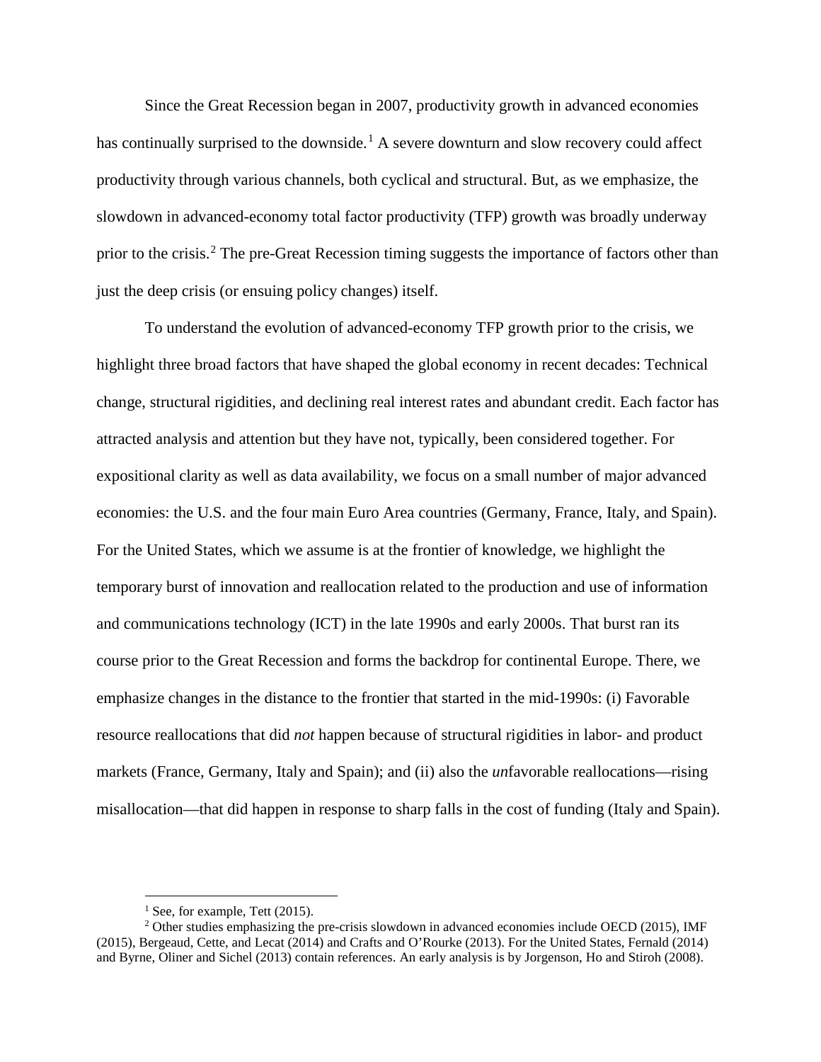Since the Great Recession began in 2007, productivity growth in advanced economies has continually surprised to the downside.[1] A severe downturn and slow recovery could affect productivity through various channels, both cyclical and structural. But, as we emphasize, the slowdown in advanced-economy total factor productivity (TFP) growth was broadly underway prior to the crisis.[2] The pre-Great Recession timing suggests the importance of factors other than just the deep crisis (or ensuing policy changes) itself.

To understand the evolution of advanced-economy TFP growth prior to the crisis, we highlight three broad factors that have shaped the global economy in recent decades: Technical change, structural rigidities, and declining real interest rates and abundant credit. Each factor has attracted analysis and attention but they have not, typically, been considered together. For expositional clarity as well as data availability, we focus on a small number of major advanced economies: the U.S. and the four main Euro Area countries (Germany, France, Italy, and Spain). For the United States, which we assume is at the frontier of knowledge, we highlight the temporary burst of innovation and reallocation related to the production and use of information and communications technology (ICT) in the late 1990s and early 2000s. That burst ran its course prior to the Great Recession and forms the backdrop for continental Europe. There, we emphasize changes in the distance to the frontier that started in the mid-1990s: (i) Favorable resource reallocations that did *not* happen because of structural rigidities in labor- and product markets (France, Germany, Italy and Spain); and (ii) also the *un*favorable reallocations—rising misallocation—that did happen in response to sharp falls in the cost of funding (Italy and Spain).

[1] See, for example, Tett (2015).

[2] Other studies emphasizing the pre-crisis slowdown in advanced economies include OECD (2015), IMF (2015), Bergeaud, Cette, and Lecat (2014) and Crafts and O'Rourke (2013). For the United States, Fernald (2014) and Byrne, Oliner and Sichel (2013) contain references. An early analysis is by Jorgenson, Ho and Stiroh (2008).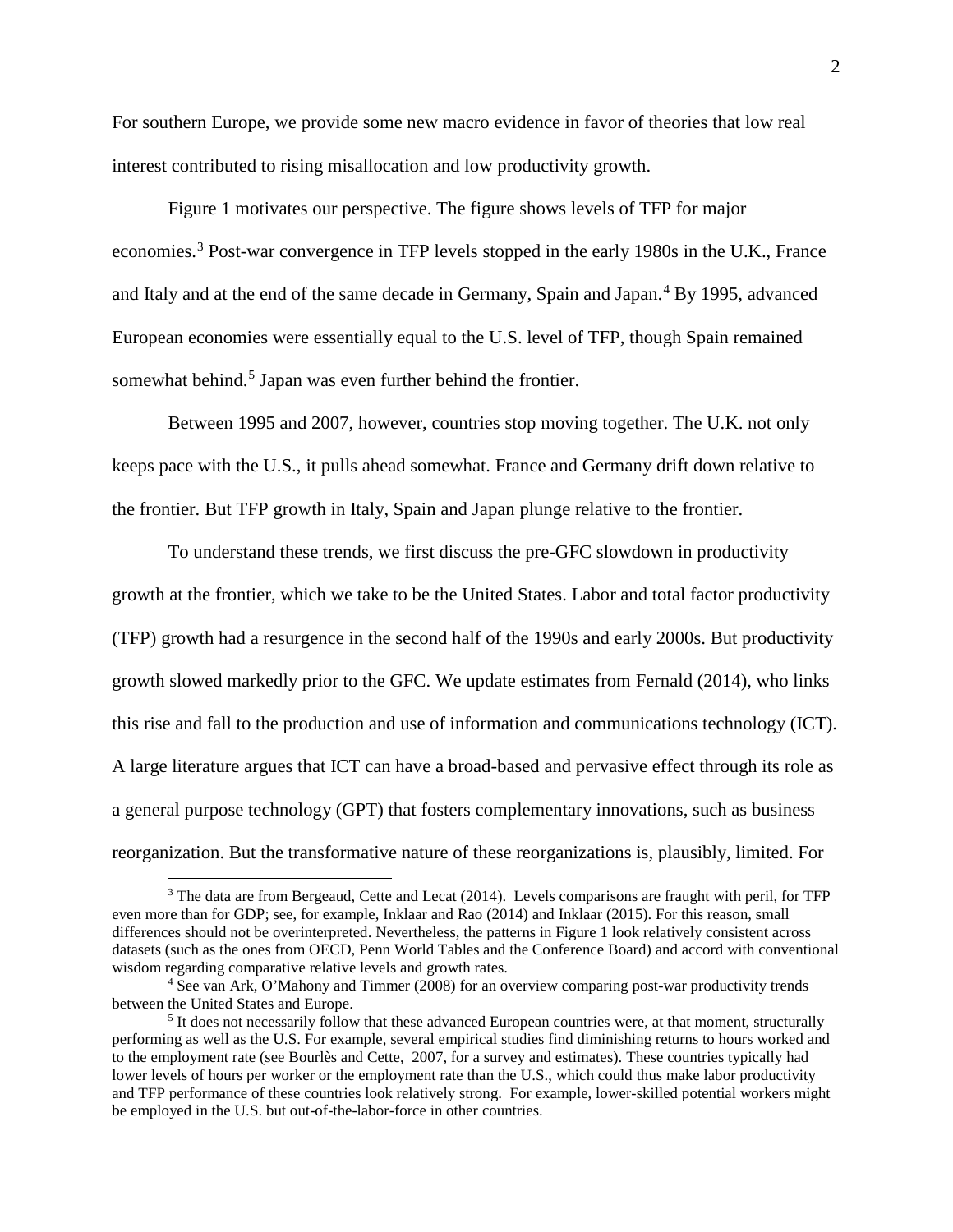For southern Europe, we provide some new macro evidence in favor of theories that low real interest contributed to rising misallocation and low productivity growth.

Figure 1 motivates our perspective. The figure shows levels of TFP for major economies.[3] Post-war convergence in TFP levels stopped in the early 1980s in the U.K., France and Italy and at the end of the same decade in Germany, Spain and Japan.[4] By 1995, advanced European economies were essentially equal to the U.S. level of TFP, though Spain remained somewhat behind.[5] Japan was even further behind the frontier.

Between 1995 and 2007, however, countries stop moving together. The U.K. not only keeps pace with the U.S., it pulls ahead somewhat. France and Germany drift down relative to the frontier. But TFP growth in Italy, Spain and Japan plunge relative to the frontier.

To understand these trends, we first discuss the pre-GFC slowdown in productivity growth at the frontier, which we take to be the United States. Labor and total factor productivity (TFP) growth had a resurgence in the second half of the 1990s and early 2000s. But productivity growth slowed markedly prior to the GFC. We update estimates from Fernald (2014), who links this rise and fall to the production and use of information and communications technology (ICT). A large literature argues that ICT can have a broad-based and pervasive effect through its role as a general purpose technology (GPT) that fosters complementary innovations, such as business reorganization. But the transformative nature of these reorganizations is, plausibly, limited. For

---

[3] The data are from Bergeaud, Cette and Lecat (2014). Levels comparisons are fraught with peril, for TFP even more than for GDP; see, for example, Inklaar and Rao (2014) and Inklaar (2015). For this reason, small differences should not be overinterpreted. Nevertheless, the patterns in Figure 1 look relatively consistent across datasets (such as the ones from OECD, Penn World Tables and the Conference Board) and accord with conventional wisdom regarding comparative relative levels and growth rates.

[4] See van Ark, O'Mahony and Timmer (2008) for an overview comparing post-war productivity trends between the United States and Europe.

[5] It does not necessarily follow that these advanced European countries were, at that moment, structurally performing as well as the U.S. For example, several empirical studies find diminishing returns to hours worked and to the employment rate (see Bourlès and Cette, 2007, for a survey and estimates). These countries typically had lower levels of hours per worker or the employment rate than the U.S., which could thus make labor productivity and TFP performance of these countries look relatively strong. For example, lower-skilled potential workers might be employed in the U.S. but out-of-the-labor-force in other countries.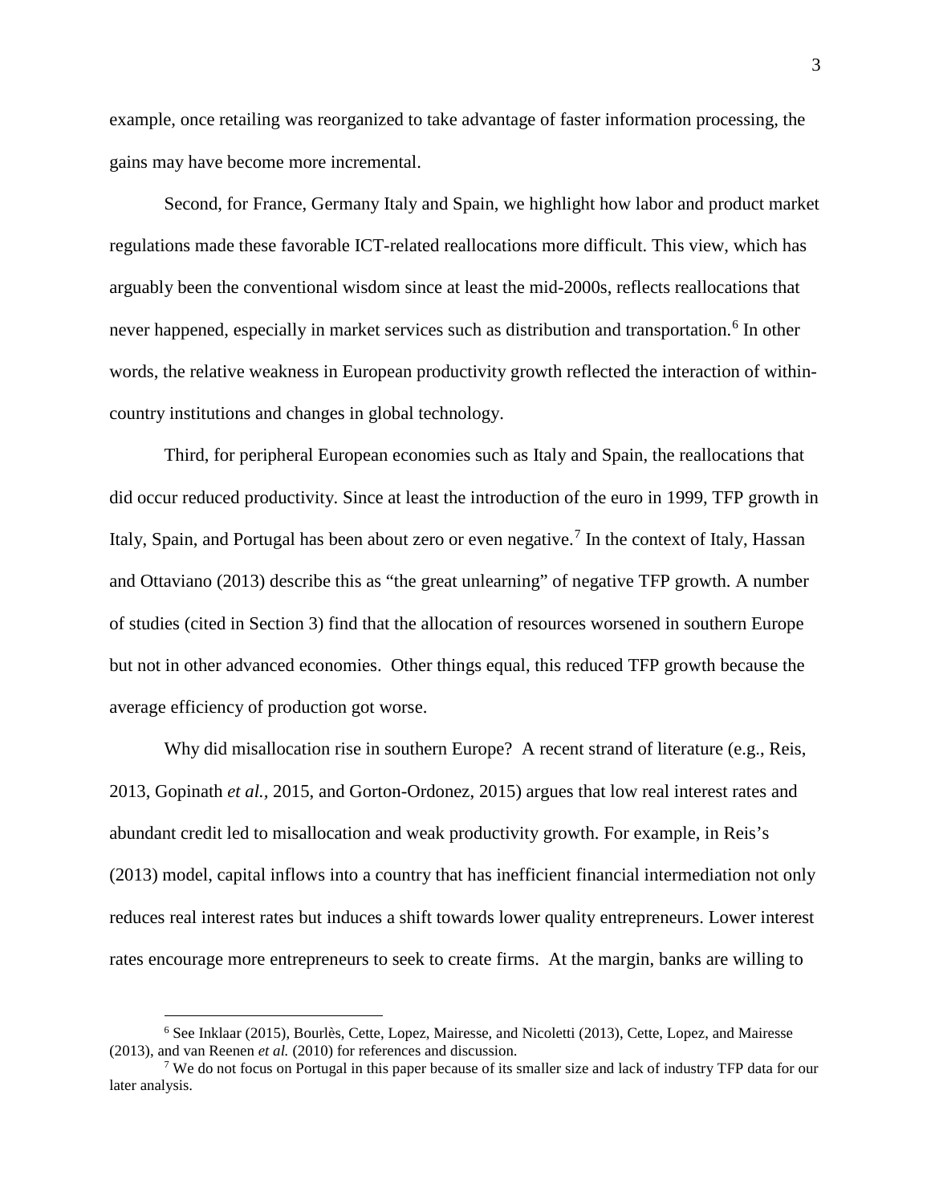example, once retailing was reorganized to take advantage of faster information processing, the gains may have become more incremental.

Second, for France, Germany Italy and Spain, we highlight how labor and product market regulations made these favorable ICT-related reallocations more difficult. This view, which has arguably been the conventional wisdom since at least the mid-2000s, reflects reallocations that never happened, especially in market services such as distribution and transportation.[6] In other words, the relative weakness in European productivity growth reflected the interaction of within-country institutions and changes in global technology.

Third, for peripheral European economies such as Italy and Spain, the reallocations that did occur reduced productivity. Since at least the introduction of the euro in 1999, TFP growth in Italy, Spain, and Portugal has been about zero or even negative.[7] In the context of Italy, Hassan and Ottaviano (2013) describe this as "the great unlearning" of negative TFP growth. A number of studies (cited in Section 3) find that the allocation of resources worsened in southern Europe but not in other advanced economies. Other things equal, this reduced TFP growth because the average efficiency of production got worse.

Why did misallocation rise in southern Europe? A recent strand of literature (e.g., Reis, 2013, Gopinath *et al.*, 2015, and Gorton-Ordonez, 2015) argues that low real interest rates and abundant credit led to misallocation and weak productivity growth. For example, in Reis's (2013) model, capital inflows into a country that has inefficient financial intermediation not only reduces real interest rates but induces a shift towards lower quality entrepreneurs. Lower interest rates encourage more entrepreneurs to seek to create firms. At the margin, banks are willing to

[6] See Inklaar (2015), Bourlès, Cette, Lopez, Mairesse, and Nicoletti (2013), Cette, Lopez, and Mairesse (2013), and van Reenen *et al.* (2010) for references and discussion.

[7] We do not focus on Portugal in this paper because of its smaller size and lack of industry TFP data for our later analysis.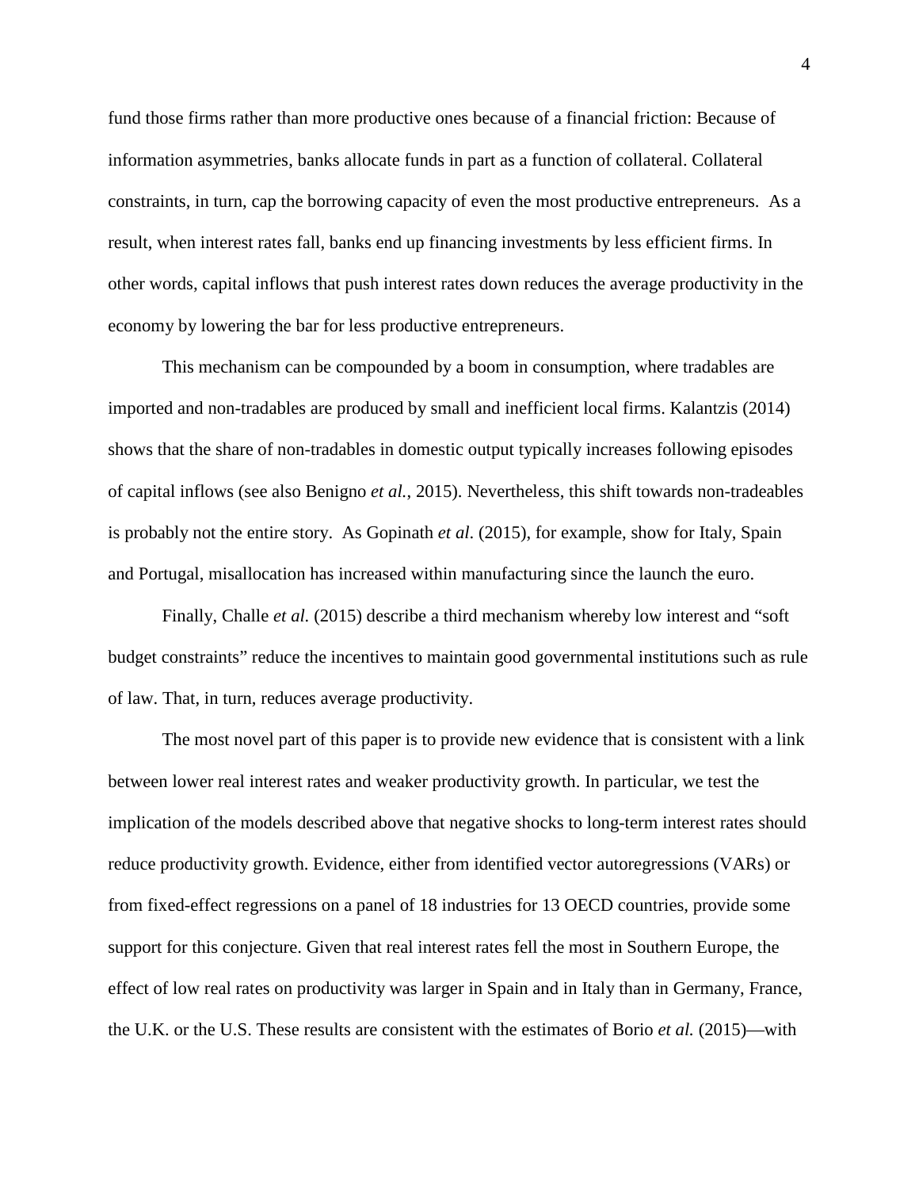fund those firms rather than more productive ones because of a financial friction: Because of information asymmetries, banks allocate funds in part as a function of collateral. Collateral constraints, in turn, cap the borrowing capacity of even the most productive entrepreneurs. As a result, when interest rates fall, banks end up financing investments by less efficient firms. In other words, capital inflows that push interest rates down reduces the average productivity in the economy by lowering the bar for less productive entrepreneurs.

This mechanism can be compounded by a boom in consumption, where tradables are imported and non-tradables are produced by small and inefficient local firms. Kalantzis (2014) shows that the share of non-tradables in domestic output typically increases following episodes of capital inflows (see also Benigno *et al.*, 2015). Nevertheless, this shift towards non-tradeables is probably not the entire story. As Gopinath *et al*. (2015), for example, show for Italy, Spain and Portugal, misallocation has increased within manufacturing since the launch the euro.

Finally, Challe *et al.* (2015) describe a third mechanism whereby low interest and "soft budget constraints" reduce the incentives to maintain good governmental institutions such as rule of law. That, in turn, reduces average productivity.

The most novel part of this paper is to provide new evidence that is consistent with a link between lower real interest rates and weaker productivity growth. In particular, we test the implication of the models described above that negative shocks to long-term interest rates should reduce productivity growth. Evidence, either from identified vector autoregressions (VARs) or from fixed-effect regressions on a panel of 18 industries for 13 OECD countries, provide some support for this conjecture. Given that real interest rates fell the most in Southern Europe, the effect of low real rates on productivity was larger in Spain and in Italy than in Germany, France, the U.K. or the U.S. These results are consistent with the estimates of Borio *et al.* (2015)—with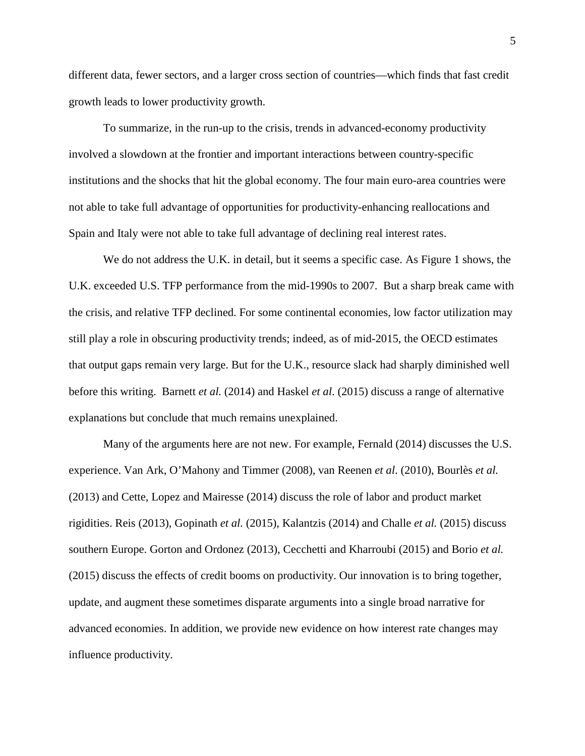different data, fewer sectors, and a larger cross section of countries—which finds that fast credit growth leads to lower productivity growth.

To summarize, in the run-up to the crisis, trends in advanced-economy productivity involved a slowdown at the frontier and important interactions between country-specific institutions and the shocks that hit the global economy. The four main euro-area countries were not able to take full advantage of opportunities for productivity-enhancing reallocations and Spain and Italy were not able to take full advantage of declining real interest rates.

We do not address the U.K. in detail, but it seems a specific case. As Figure 1 shows, the U.K. exceeded U.S. TFP performance from the mid-1990s to 2007. But a sharp break came with the crisis, and relative TFP declined. For some continental economies, low factor utilization may still play a role in obscuring productivity trends; indeed, as of mid-2015, the OECD estimates that output gaps remain very large. But for the U.K., resource slack had sharply diminished well before this writing. Barnett *et al.* (2014) and Haskel *et al*. (2015) discuss a range of alternative explanations but conclude that much remains unexplained.

Many of the arguments here are not new. For example, Fernald (2014) discusses the U.S. experience. Van Ark, O'Mahony and Timmer (2008), van Reenen *et al*. (2010), Bourlès *et al.* (2013) and Cette, Lopez and Mairesse (2014) discuss the role of labor and product market rigidities. Reis (2013), Gopinath *et al.* (2015), Kalantzis (2014) and Challe *et al.* (2015) discuss southern Europe. Gorton and Ordonez (2013), Cecchetti and Kharroubi (2015) and Borio *et al.* (2015) discuss the effects of credit booms on productivity. Our innovation is to bring together, update, and augment these sometimes disparate arguments into a single broad narrative for advanced economies. In addition, we provide new evidence on how interest rate changes may influence productivity.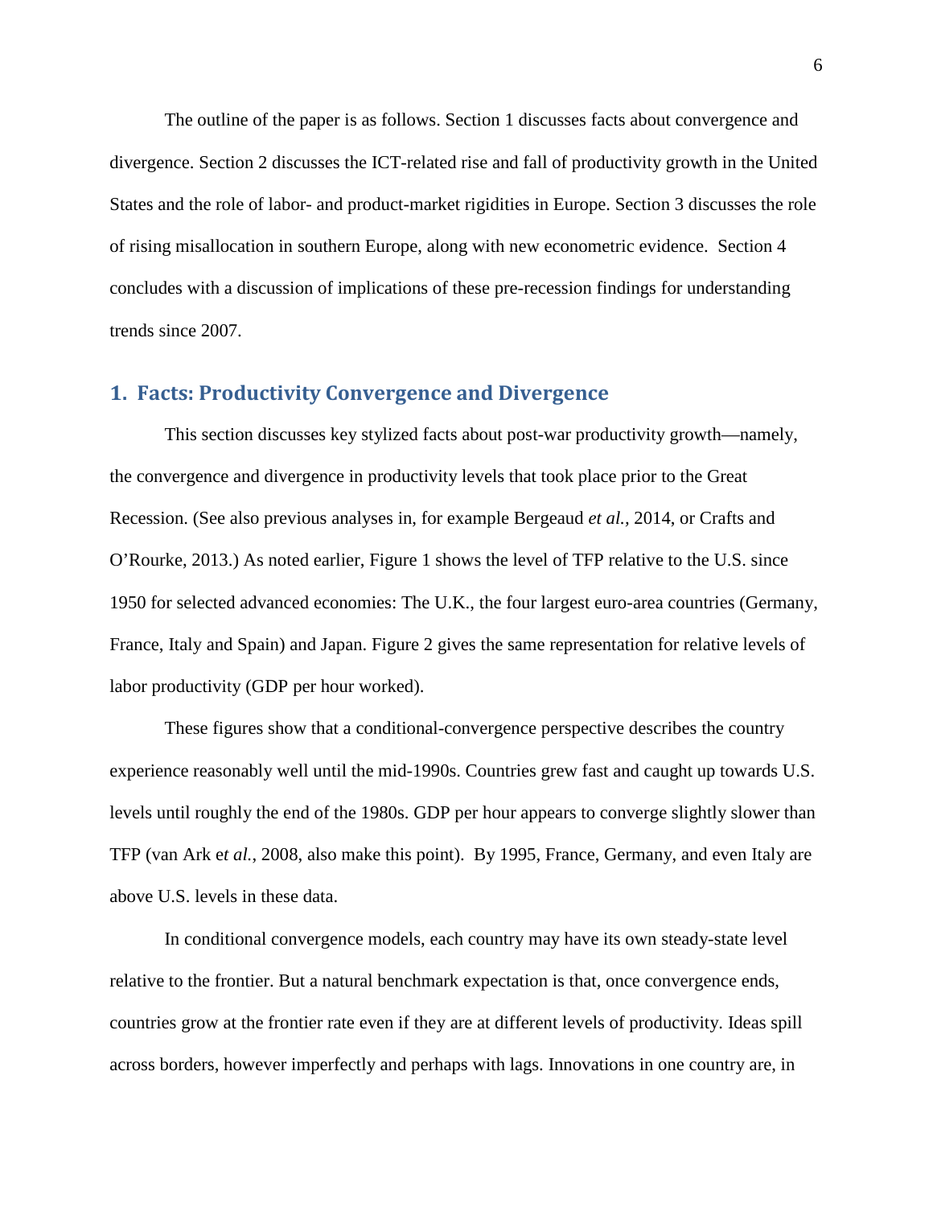The outline of the paper is as follows. Section 1 discusses facts about convergence and divergence. Section 2 discusses the ICT-related rise and fall of productivity growth in the United States and the role of labor- and product-market rigidities in Europe. Section 3 discusses the role of rising misallocation in southern Europe, along with new econometric evidence. Section 4 concludes with a discussion of implications of these pre-recession findings for understanding trends since 2007.

## 1. Facts: Productivity Convergence and Divergence

This section discusses key stylized facts about post-war productivity growth—namely, the convergence and divergence in productivity levels that took place prior to the Great Recession. (See also previous analyses in, for example Bergeaud *et al.*, 2014, or Crafts and O'Rourke, 2013.) As noted earlier, Figure 1 shows the level of TFP relative to the U.S. since 1950 for selected advanced economies: The U.K., the four largest euro-area countries (Germany, France, Italy and Spain) and Japan. Figure 2 gives the same representation for relative levels of labor productivity (GDP per hour worked).

These figures show that a conditional-convergence perspective describes the country experience reasonably well until the mid-1990s. Countries grew fast and caught up towards U.S. levels until roughly the end of the 1980s. GDP per hour appears to converge slightly slower than TFP (van Ark e*t al.*, 2008, also make this point). By 1995, France, Germany, and even Italy are above U.S. levels in these data.

In conditional convergence models, each country may have its own steady-state level relative to the frontier. But a natural benchmark expectation is that, once convergence ends, countries grow at the frontier rate even if they are at different levels of productivity. Ideas spill across borders, however imperfectly and perhaps with lags. Innovations in one country are, in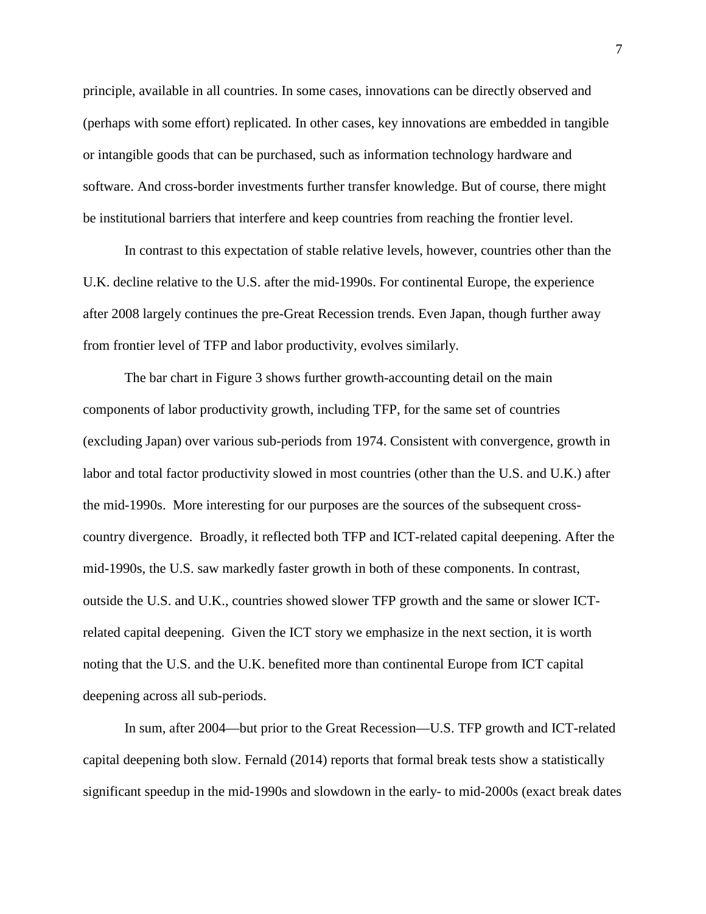principle, available in all countries. In some cases, innovations can be directly observed and (perhaps with some effort) replicated. In other cases, key innovations are embedded in tangible or intangible goods that can be purchased, such as information technology hardware and software. And cross-border investments further transfer knowledge. But of course, there might be institutional barriers that interfere and keep countries from reaching the frontier level.

In contrast to this expectation of stable relative levels, however, countries other than the U.K. decline relative to the U.S. after the mid-1990s. For continental Europe, the experience after 2008 largely continues the pre-Great Recession trends. Even Japan, though further away from frontier level of TFP and labor productivity, evolves similarly.

The bar chart in Figure 3 shows further growth-accounting detail on the main components of labor productivity growth, including TFP, for the same set of countries (excluding Japan) over various sub-periods from 1974. Consistent with convergence, growth in labor and total factor productivity slowed in most countries (other than the U.S. and U.K.) after the mid-1990s. More interesting for our purposes are the sources of the subsequent cross-country divergence. Broadly, it reflected both TFP and ICT-related capital deepening. After the mid-1990s, the U.S. saw markedly faster growth in both of these components. In contrast, outside the U.S. and U.K., countries showed slower TFP growth and the same or slower ICT-related capital deepening. Given the ICT story we emphasize in the next section, it is worth noting that the U.S. and the U.K. benefited more than continental Europe from ICT capital deepening across all sub-periods.

In sum, after 2004—but prior to the Great Recession—U.S. TFP growth and ICT-related capital deepening both slow. Fernald (2014) reports that formal break tests show a statistically significant speedup in the mid-1990s and slowdown in the early- to mid-2000s (exact break dates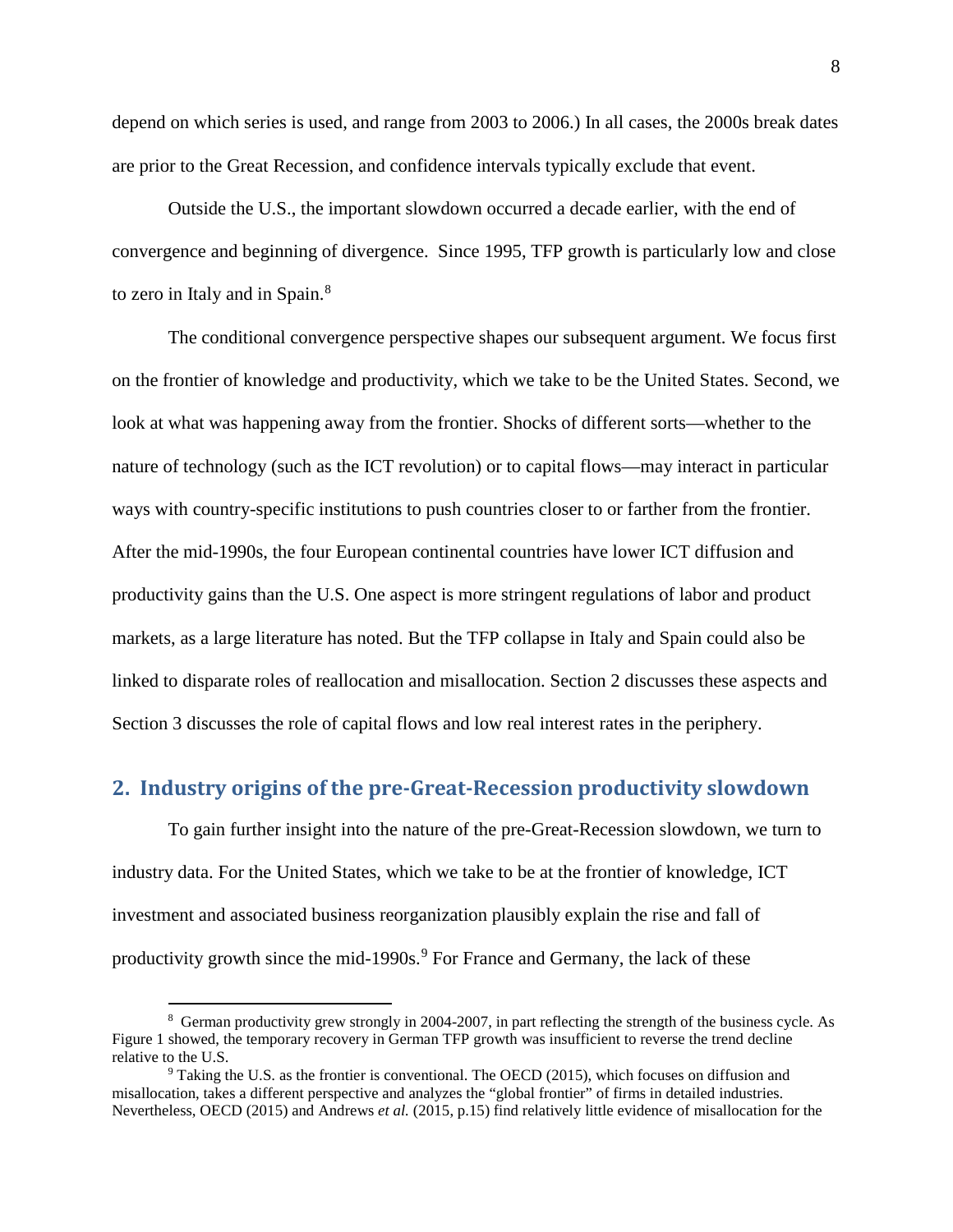depend on which series is used, and range from 2003 to 2006.) In all cases, the 2000s break dates are prior to the Great Recession, and confidence intervals typically exclude that event.

Outside the U.S., the important slowdown occurred a decade earlier, with the end of convergence and beginning of divergence. Since 1995, TFP growth is particularly low and close to zero in Italy and in Spain.[8]

The conditional convergence perspective shapes our subsequent argument. We focus first on the frontier of knowledge and productivity, which we take to be the United States. Second, we look at what was happening away from the frontier. Shocks of different sorts—whether to the nature of technology (such as the ICT revolution) or to capital flows—may interact in particular ways with country-specific institutions to push countries closer to or farther from the frontier. After the mid-1990s, the four European continental countries have lower ICT diffusion and productivity gains than the U.S. One aspect is more stringent regulations of labor and product markets, as a large literature has noted. But the TFP collapse in Italy and Spain could also be linked to disparate roles of reallocation and misallocation. Section 2 discusses these aspects and Section 3 discusses the role of capital flows and low real interest rates in the periphery.

## 2. Industry origins of the pre-Great-Recession productivity slowdown

To gain further insight into the nature of the pre-Great-Recession slowdown, we turn to industry data. For the United States, which we take to be at the frontier of knowledge, ICT investment and associated business reorganization plausibly explain the rise and fall of productivity growth since the mid-1990s.[9] For France and Germany, the lack of these

---

[8] German productivity grew strongly in 2004-2007, in part reflecting the strength of the business cycle. As Figure 1 showed, the temporary recovery in German TFP growth was insufficient to reverse the trend decline relative to the U.S.

[9] Taking the U.S. as the frontier is conventional. The OECD (2015), which focuses on diffusion and misallocation, takes a different perspective and analyzes the "global frontier" of firms in detailed industries. Nevertheless, OECD (2015) and Andrews *et al.* (2015, p.15) find relatively little evidence of misallocation for the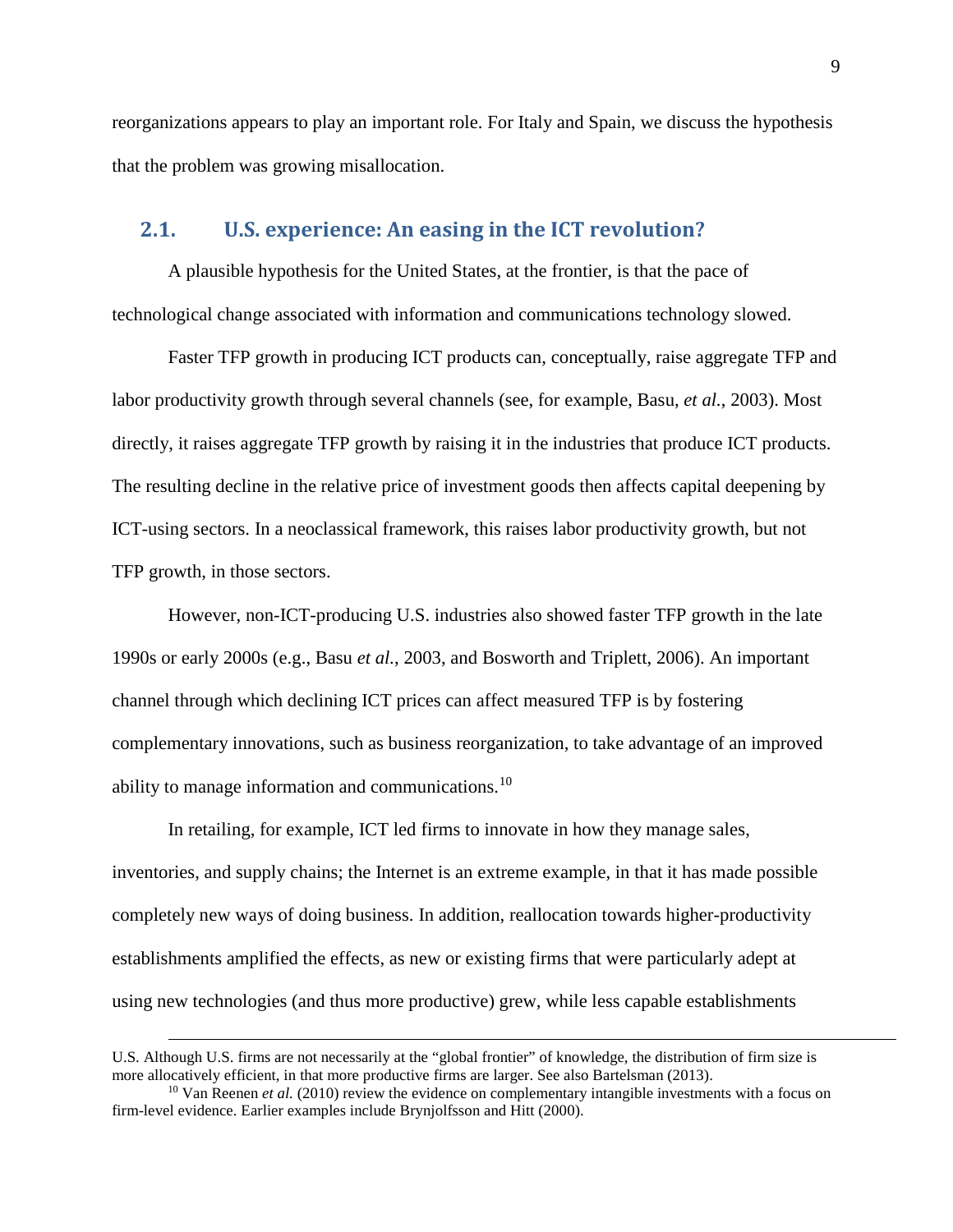reorganizations appears to play an important role. For Italy and Spain, we discuss the hypothesis that the problem was growing misallocation.

## 2.1. U.S. experience: An easing in the ICT revolution?

A plausible hypothesis for the United States, at the frontier, is that the pace of technological change associated with information and communications technology slowed.

Faster TFP growth in producing ICT products can, conceptually, raise aggregate TFP and labor productivity growth through several channels (see, for example, Basu, *et al.*, 2003). Most directly, it raises aggregate TFP growth by raising it in the industries that produce ICT products. The resulting decline in the relative price of investment goods then affects capital deepening by ICT-using sectors. In a neoclassical framework, this raises labor productivity growth, but not TFP growth, in those sectors.

However, non-ICT-producing U.S. industries also showed faster TFP growth in the late 1990s or early 2000s (e.g., Basu *et al.*, 2003, and Bosworth and Triplett, 2006). An important channel through which declining ICT prices can affect measured TFP is by fostering complementary innovations, such as business reorganization, to take advantage of an improved ability to manage information and communications.[10]

In retailing, for example, ICT led firms to innovate in how they manage sales, inventories, and supply chains; the Internet is an extreme example, in that it has made possible completely new ways of doing business. In addition, reallocation towards higher-productivity establishments amplified the effects, as new or existing firms that were particularly adept at using new technologies (and thus more productive) grew, while less capable establishments

---

U.S. Although U.S. firms are not necessarily at the "global frontier" of knowledge, the distribution of firm size is more allocatively efficient, in that more productive firms are larger. See also Bartelsman (2013).

[10] Van Reenen *et al.* (2010) review the evidence on complementary intangible investments with a focus on firm-level evidence. Earlier examples include Brynjolfsson and Hitt (2000).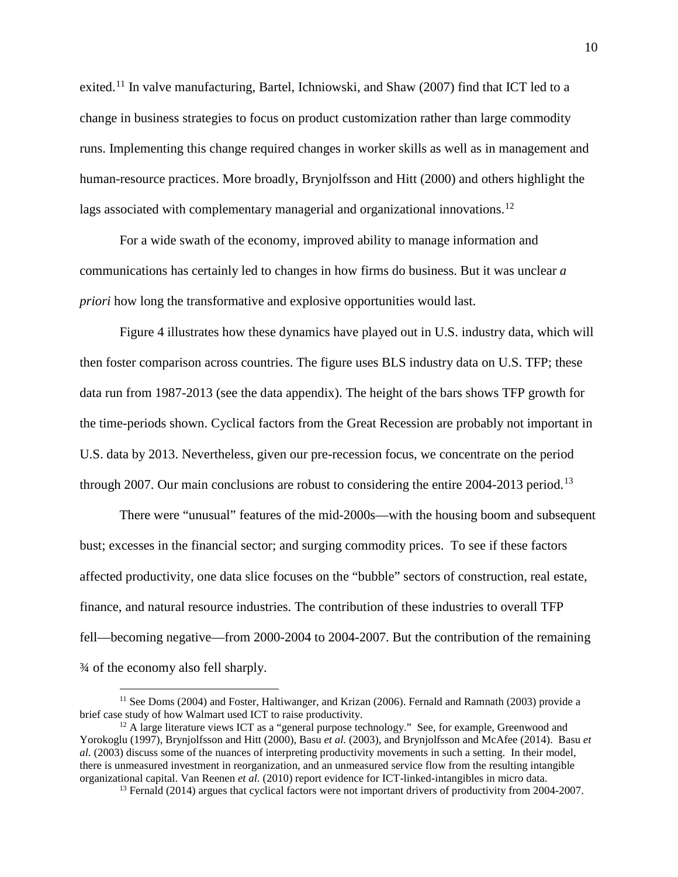exited.[11] In valve manufacturing, Bartel, Ichniowski, and Shaw (2007) find that ICT led to a change in business strategies to focus on product customization rather than large commodity runs. Implementing this change required changes in worker skills as well as in management and human-resource practices. More broadly, Brynjolfsson and Hitt (2000) and others highlight the lags associated with complementary managerial and organizational innovations.[12]

For a wide swath of the economy, improved ability to manage information and communications has certainly led to changes in how firms do business. But it was unclear *a priori* how long the transformative and explosive opportunities would last.

Figure 4 illustrates how these dynamics have played out in U.S. industry data, which will then foster comparison across countries. The figure uses BLS industry data on U.S. TFP; these data run from 1987-2013 (see the data appendix). The height of the bars shows TFP growth for the time-periods shown. Cyclical factors from the Great Recession are probably not important in U.S. data by 2013. Nevertheless, given our pre-recession focus, we concentrate on the period through 2007. Our main conclusions are robust to considering the entire 2004-2013 period.[13]

There were "unusual" features of the mid-2000s—with the housing boom and subsequent bust; excesses in the financial sector; and surging commodity prices. To see if these factors affected productivity, one data slice focuses on the "bubble" sectors of construction, real estate, finance, and natural resource industries. The contribution of these industries to overall TFP fell—becoming negative—from 2000-2004 to 2004-2007. But the contribution of the remaining ¾ of the economy also fell sharply.

---

[11] See Doms (2004) and Foster, Haltiwanger, and Krizan (2006). Fernald and Ramnath (2003) provide a brief case study of how Walmart used ICT to raise productivity.

[12] A large literature views ICT as a "general purpose technology." See, for example, Greenwood and Yorokoglu (1997), Brynjolfsson and Hitt (2000), Basu *et al.* (2003), and Brynjolfsson and McAfee (2014). Basu *et al.* (2003) discuss some of the nuances of interpreting productivity movements in such a setting. In their model, there is unmeasured investment in reorganization, and an unmeasured service flow from the resulting intangible organizational capital. Van Reenen *et al.* (2010) report evidence for ICT-linked-intangibles in micro data.

[13] Fernald (2014) argues that cyclical factors were not important drivers of productivity from 2004-2007.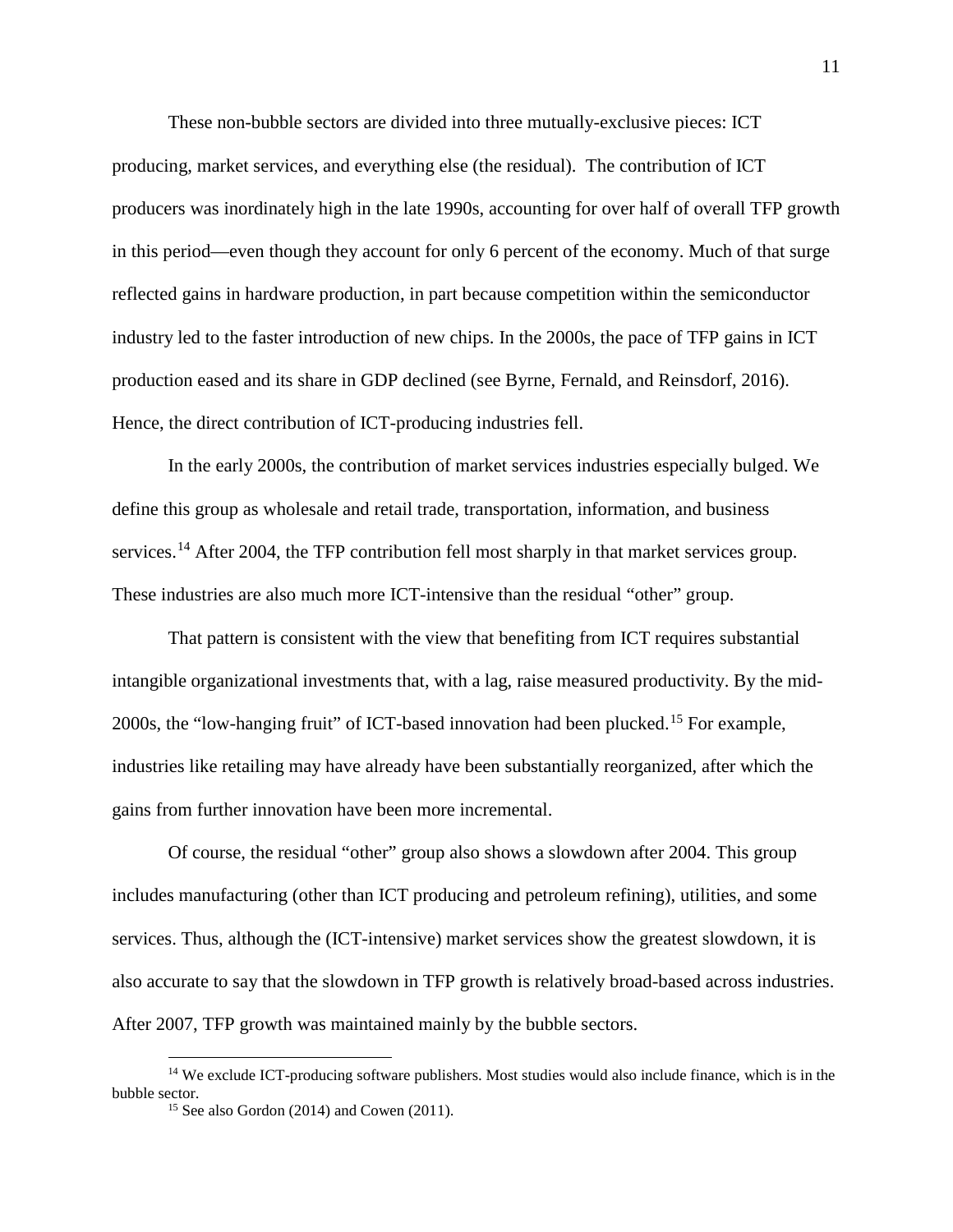These non-bubble sectors are divided into three mutually-exclusive pieces: ICT producing, market services, and everything else (the residual). The contribution of ICT producers was inordinately high in the late 1990s, accounting for over half of overall TFP growth in this period—even though they account for only 6 percent of the economy. Much of that surge reflected gains in hardware production, in part because competition within the semiconductor industry led to the faster introduction of new chips. In the 2000s, the pace of TFP gains in ICT production eased and its share in GDP declined (see Byrne, Fernald, and Reinsdorf, 2016). Hence, the direct contribution of ICT-producing industries fell.

In the early 2000s, the contribution of market services industries especially bulged. We define this group as wholesale and retail trade, transportation, information, and business services.[14] After 2004, the TFP contribution fell most sharply in that market services group. These industries are also much more ICT-intensive than the residual "other" group.

That pattern is consistent with the view that benefiting from ICT requires substantial intangible organizational investments that, with a lag, raise measured productivity. By the mid-2000s, the "low-hanging fruit" of ICT-based innovation had been plucked.[15] For example, industries like retailing may have already have been substantially reorganized, after which the gains from further innovation have been more incremental.

Of course, the residual "other" group also shows a slowdown after 2004. This group includes manufacturing (other than ICT producing and petroleum refining), utilities, and some services. Thus, although the (ICT-intensive) market services show the greatest slowdown, it is also accurate to say that the slowdown in TFP growth is relatively broad-based across industries. After 2007, TFP growth was maintained mainly by the bubble sectors.

[14] We exclude ICT-producing software publishers. Most studies would also include finance, which is in the bubble sector.

[15] See also Gordon (2014) and Cowen (2011).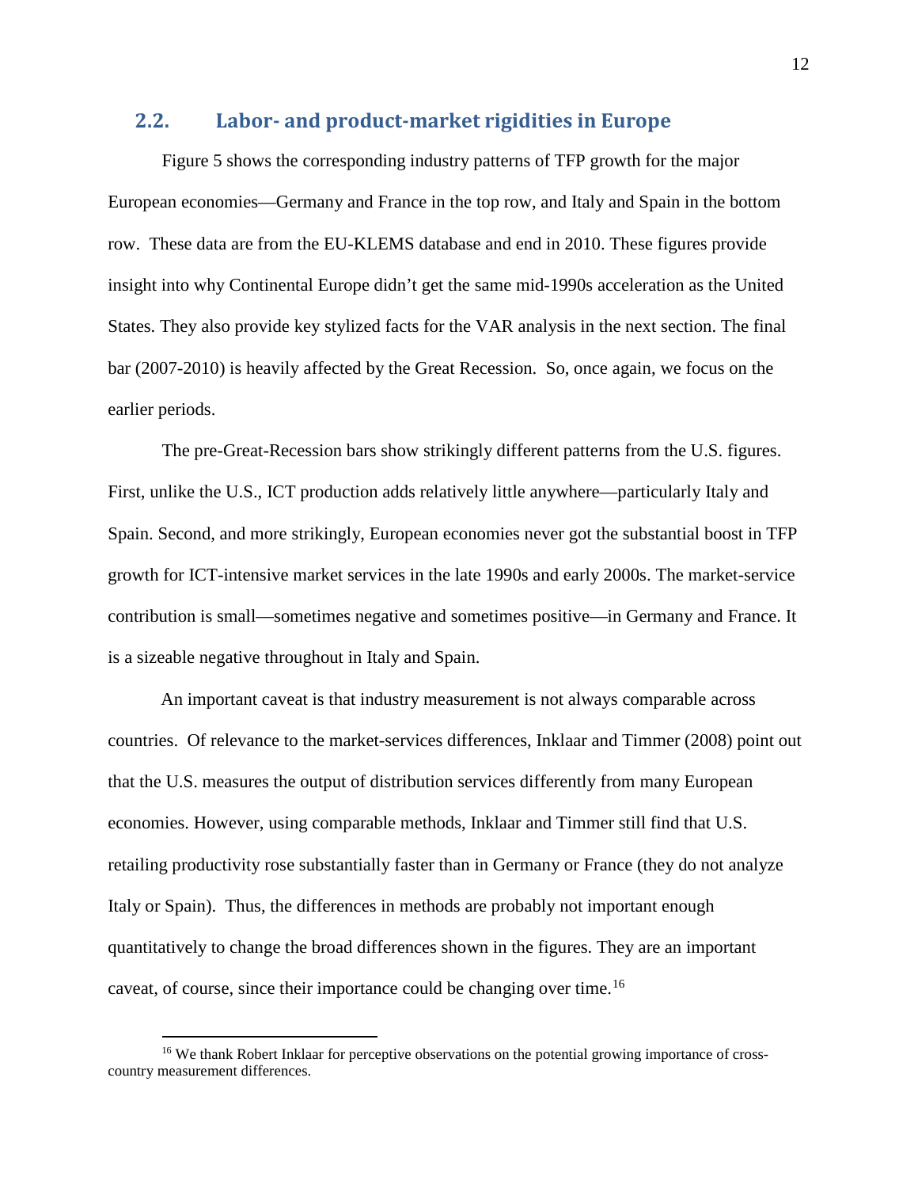## 2.2. Labor- and product-market rigidities in Europe

Figure 5 shows the corresponding industry patterns of TFP growth for the major European economies—Germany and France in the top row, and Italy and Spain in the bottom row. These data are from the EU-KLEMS database and end in 2010. These figures provide insight into why Continental Europe didn't get the same mid-1990s acceleration as the United States. They also provide key stylized facts for the VAR analysis in the next section. The final bar (2007-2010) is heavily affected by the Great Recession. So, once again, we focus on the earlier periods.

The pre-Great-Recession bars show strikingly different patterns from the U.S. figures. First, unlike the U.S., ICT production adds relatively little anywhere—particularly Italy and Spain. Second, and more strikingly, European economies never got the substantial boost in TFP growth for ICT-intensive market services in the late 1990s and early 2000s. The market-service contribution is small—sometimes negative and sometimes positive—in Germany and France. It is a sizeable negative throughout in Italy and Spain.

An important caveat is that industry measurement is not always comparable across countries. Of relevance to the market-services differences, Inklaar and Timmer (2008) point out that the U.S. measures the output of distribution services differently from many European economies. However, using comparable methods, Inklaar and Timmer still find that U.S. retailing productivity rose substantially faster than in Germany or France (they do not analyze Italy or Spain). Thus, the differences in methods are probably not important enough quantitatively to change the broad differences shown in the figures. They are an important caveat, of course, since their importance could be changing over time.[16]

[16] We thank Robert Inklaar for perceptive observations on the potential growing importance of cross-country measurement differences.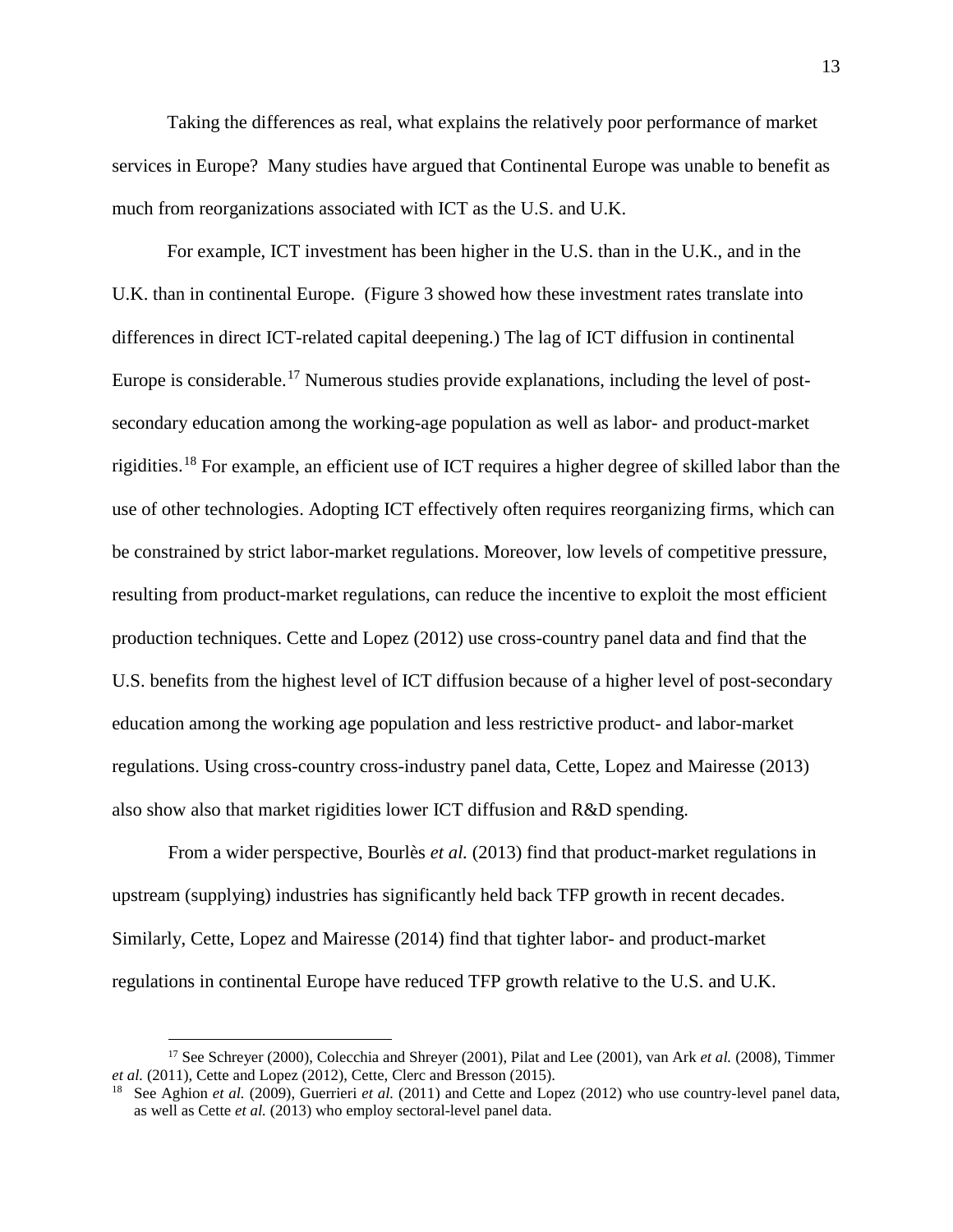Taking the differences as real, what explains the relatively poor performance of market services in Europe? Many studies have argued that Continental Europe was unable to benefit as much from reorganizations associated with ICT as the U.S. and U.K.

For example, ICT investment has been higher in the U.S. than in the U.K., and in the U.K. than in continental Europe. (Figure 3 showed how these investment rates translate into differences in direct ICT-related capital deepening.) The lag of ICT diffusion in continental Europe is considerable.[17] Numerous studies provide explanations, including the level of post-secondary education among the working-age population as well as labor- and product-market rigidities.[18] For example, an efficient use of ICT requires a higher degree of skilled labor than the use of other technologies. Adopting ICT effectively often requires reorganizing firms, which can be constrained by strict labor-market regulations. Moreover, low levels of competitive pressure, resulting from product-market regulations, can reduce the incentive to exploit the most efficient production techniques. Cette and Lopez (2012) use cross-country panel data and find that the U.S. benefits from the highest level of ICT diffusion because of a higher level of post-secondary education among the working age population and less restrictive product- and labor-market regulations. Using cross-country cross-industry panel data, Cette, Lopez and Mairesse (2013) also show also that market rigidities lower ICT diffusion and R&D spending.

From a wider perspective, Bourlès *et al.* (2013) find that product-market regulations in upstream (supplying) industries has significantly held back TFP growth in recent decades. Similarly, Cette, Lopez and Mairesse (2014) find that tighter labor- and product-market regulations in continental Europe have reduced TFP growth relative to the U.S. and U.K.

---

[17] See Schreyer (2000), Colecchia and Shreyer (2001), Pilat and Lee (2001), van Ark *et al.* (2008), Timmer *et al.* (2011), Cette and Lopez (2012), Cette, Clerc and Bresson (2015).

[18] See Aghion *et al.* (2009), Guerrieri *et al.* (2011) and Cette and Lopez (2012) who use country-level panel data, as well as Cette *et al.* (2013) who employ sectoral-level panel data.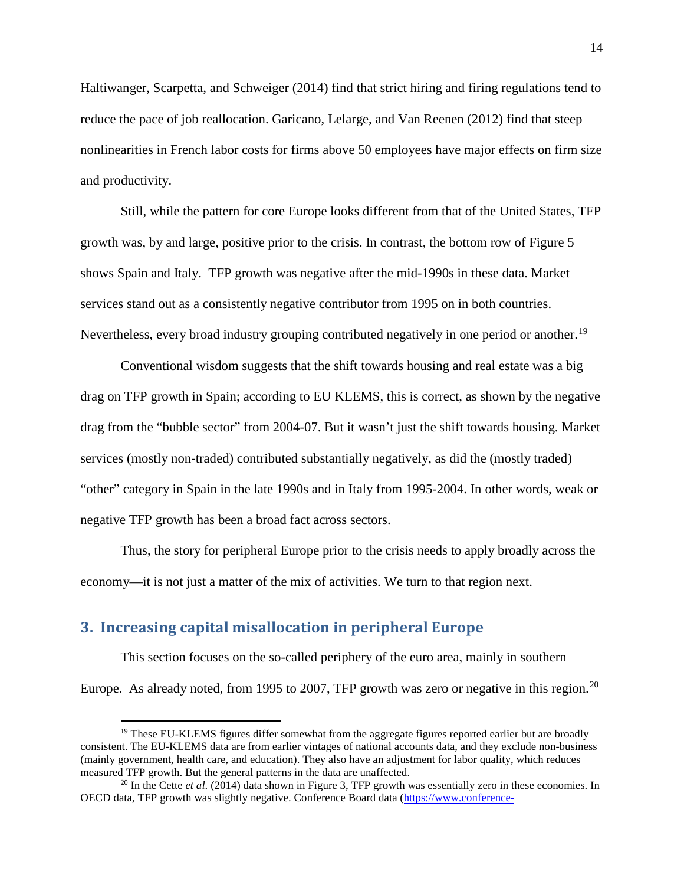Haltiwanger, Scarpetta, and Schweiger (2014) find that strict hiring and firing regulations tend to reduce the pace of job reallocation. Garicano, Lelarge, and Van Reenen (2012) find that steep nonlinearities in French labor costs for firms above 50 employees have major effects on firm size and productivity.

Still, while the pattern for core Europe looks different from that of the United States, TFP growth was, by and large, positive prior to the crisis. In contrast, the bottom row of Figure 5 shows Spain and Italy. TFP growth was negative after the mid-1990s in these data. Market services stand out as a consistently negative contributor from 1995 on in both countries. Nevertheless, every broad industry grouping contributed negatively in one period or another.[19]

Conventional wisdom suggests that the shift towards housing and real estate was a big drag on TFP growth in Spain; according to EU KLEMS, this is correct, as shown by the negative drag from the "bubble sector" from 2004-07. But it wasn't just the shift towards housing. Market services (mostly non-traded) contributed substantially negatively, as did the (mostly traded) "other" category in Spain in the late 1990s and in Italy from 1995-2004. In other words, weak or negative TFP growth has been a broad fact across sectors.

Thus, the story for peripheral Europe prior to the crisis needs to apply broadly across the economy—it is not just a matter of the mix of activities. We turn to that region next.

## 3. Increasing capital misallocation in peripheral Europe

This section focuses on the so-called periphery of the euro area, mainly in southern Europe. As already noted, from 1995 to 2007, TFP growth was zero or negative in this region.[20]

---

[19] These EU-KLEMS figures differ somewhat from the aggregate figures reported earlier but are broadly consistent. The EU-KLEMS data are from earlier vintages of national accounts data, and they exclude non-business (mainly government, health care, and education). They also have an adjustment for labor quality, which reduces measured TFP growth. But the general patterns in the data are unaffected.

[20] In the Cette *et al.* (2014) data shown in Figure 3, TFP growth was essentially zero in these economies. In OECD data, TFP growth was slightly negative. Conference Board data (https://www.conference-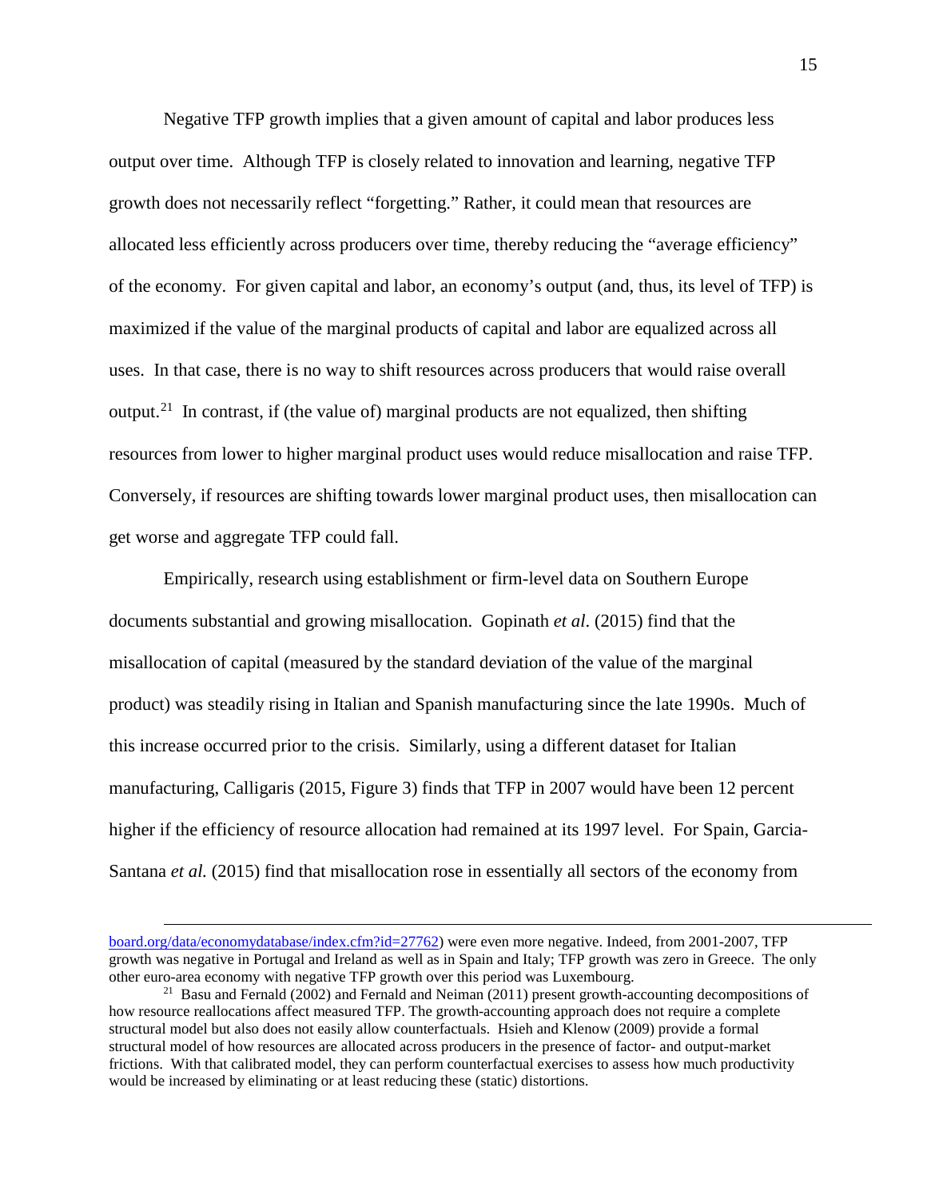Negative TFP growth implies that a given amount of capital and labor produces less output over time. Although TFP is closely related to innovation and learning, negative TFP growth does not necessarily reflect "forgetting." Rather, it could mean that resources are allocated less efficiently across producers over time, thereby reducing the "average efficiency" of the economy. For given capital and labor, an economy's output (and, thus, its level of TFP) is maximized if the value of the marginal products of capital and labor are equalized across all uses. In that case, there is no way to shift resources across producers that would raise overall output.[21] In contrast, if (the value of) marginal products are not equalized, then shifting resources from lower to higher marginal product uses would reduce misallocation and raise TFP. Conversely, if resources are shifting towards lower marginal product uses, then misallocation can get worse and aggregate TFP could fall.

Empirically, research using establishment or firm-level data on Southern Europe documents substantial and growing misallocation. Gopinath *et al.* (2015) find that the misallocation of capital (measured by the standard deviation of the value of the marginal product) was steadily rising in Italian and Spanish manufacturing since the late 1990s. Much of this increase occurred prior to the crisis. Similarly, using a different dataset for Italian manufacturing, Calligaris (2015, Figure 3) finds that TFP in 2007 would have been 12 percent higher if the efficiency of resource allocation had remained at its 1997 level. For Spain, Garcia-Santana *et al.* (2015) find that misallocation rose in essentially all sectors of the economy from

---

board.org/data/economydatabase/index.cfm?id=27762) were even more negative. Indeed, from 2001-2007, TFP growth was negative in Portugal and Ireland as well as in Spain and Italy; TFP growth was zero in Greece. The only other euro-area economy with negative TFP growth over this period was Luxembourg.

[21] Basu and Fernald (2002) and Fernald and Neiman (2011) present growth-accounting decompositions of how resource reallocations affect measured TFP. The growth-accounting approach does not require a complete structural model but also does not easily allow counterfactuals. Hsieh and Klenow (2009) provide a formal structural model of how resources are allocated across producers in the presence of factor- and output-market frictions. With that calibrated model, they can perform counterfactual exercises to assess how much productivity would be increased by eliminating or at least reducing these (static) distortions.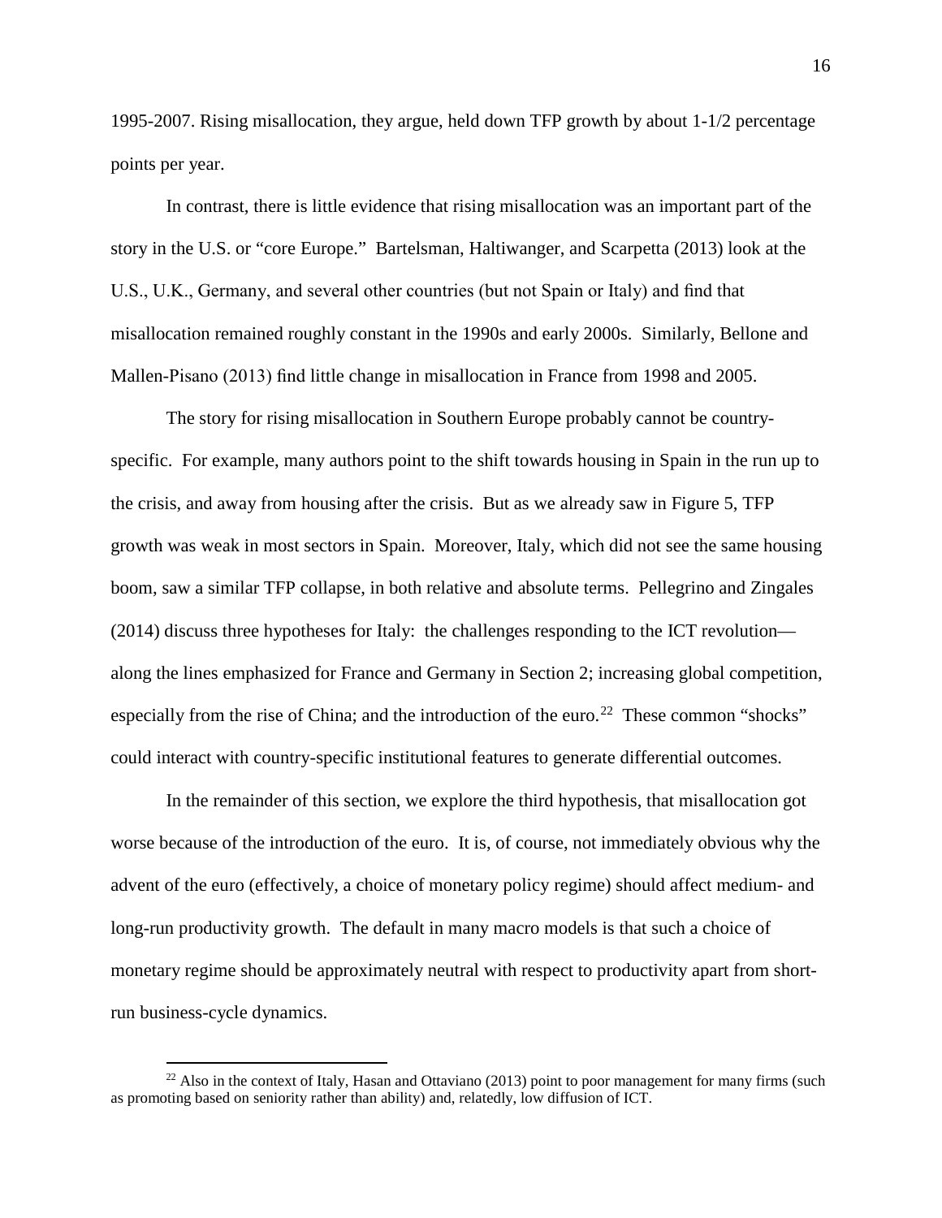1995-2007. Rising misallocation, they argue, held down TFP growth by about 1-1/2 percentage points per year.

In contrast, there is little evidence that rising misallocation was an important part of the story in the U.S. or "core Europe." Bartelsman, Haltiwanger, and Scarpetta (2013) look at the U.S., U.K., Germany, and several other countries (but not Spain or Italy) and find that misallocation remained roughly constant in the 1990s and early 2000s. Similarly, Bellone and Mallen-Pisano (2013) find little change in misallocation in France from 1998 and 2005.

The story for rising misallocation in Southern Europe probably cannot be country-specific. For example, many authors point to the shift towards housing in Spain in the run up to the crisis, and away from housing after the crisis. But as we already saw in Figure 5, TFP growth was weak in most sectors in Spain. Moreover, Italy, which did not see the same housing boom, saw a similar TFP collapse, in both relative and absolute terms. Pellegrino and Zingales (2014) discuss three hypotheses for Italy: the challenges responding to the ICT revolution—along the lines emphasized for France and Germany in Section 2; increasing global competition, especially from the rise of China; and the introduction of the euro.[22] These common "shocks" could interact with country-specific institutional features to generate differential outcomes.

In the remainder of this section, we explore the third hypothesis, that misallocation got worse because of the introduction of the euro. It is, of course, not immediately obvious why the advent of the euro (effectively, a choice of monetary policy regime) should affect medium- and long-run productivity growth. The default in many macro models is that such a choice of monetary regime should be approximately neutral with respect to productivity apart from short-run business-cycle dynamics.

[22] Also in the context of Italy, Hasan and Ottaviano (2013) point to poor management for many firms (such as promoting based on seniority rather than ability) and, relatedly, low diffusion of ICT.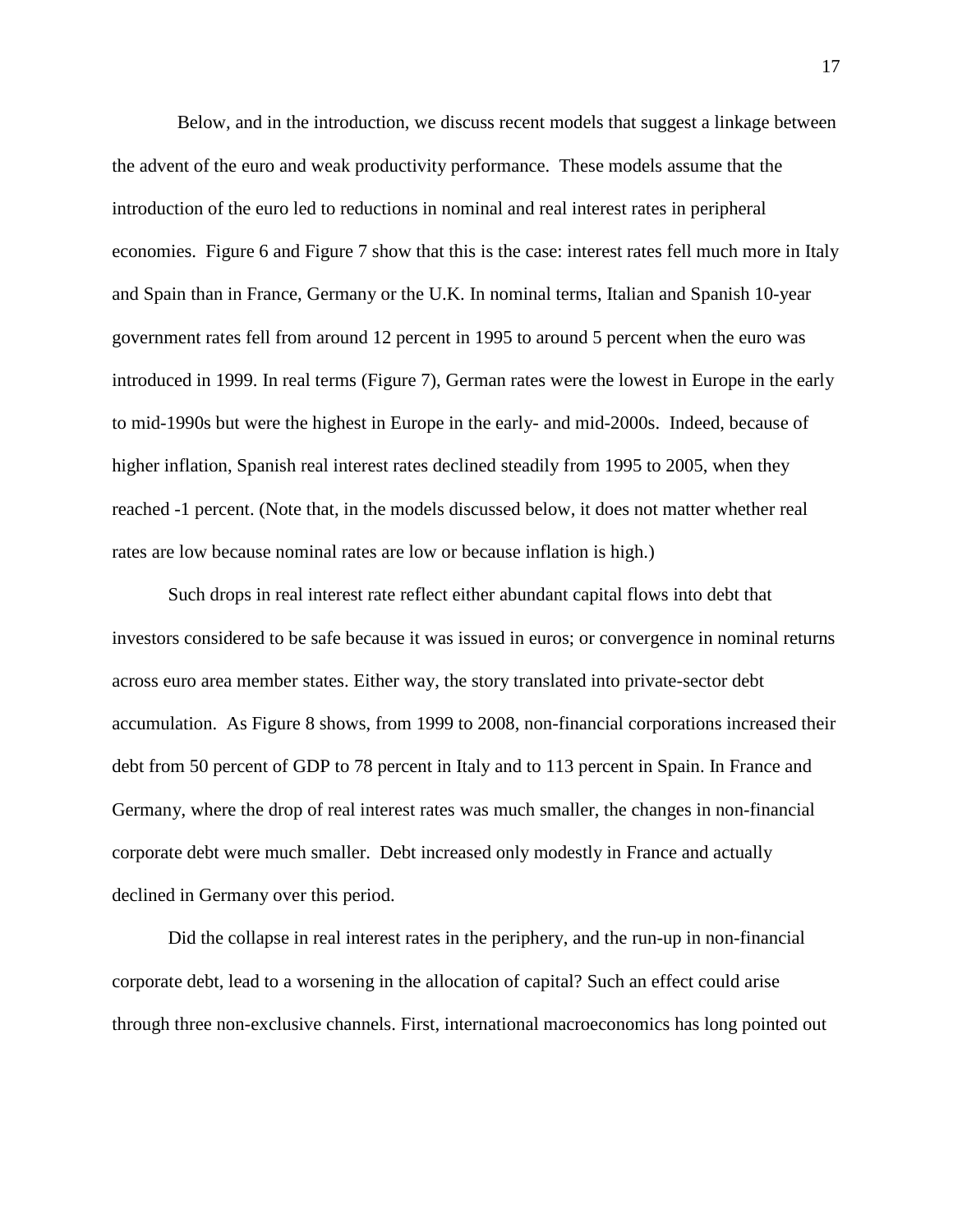Below, and in the introduction, we discuss recent models that suggest a linkage between the advent of the euro and weak productivity performance. These models assume that the introduction of the euro led to reductions in nominal and real interest rates in peripheral economies. Figure 6 and Figure 7 show that this is the case: interest rates fell much more in Italy and Spain than in France, Germany or the U.K. In nominal terms, Italian and Spanish 10-year government rates fell from around 12 percent in 1995 to around 5 percent when the euro was introduced in 1999. In real terms (Figure 7), German rates were the lowest in Europe in the early to mid-1990s but were the highest in Europe in the early- and mid-2000s. Indeed, because of higher inflation, Spanish real interest rates declined steadily from 1995 to 2005, when they reached -1 percent. (Note that, in the models discussed below, it does not matter whether real rates are low because nominal rates are low or because inflation is high.)

Such drops in real interest rate reflect either abundant capital flows into debt that investors considered to be safe because it was issued in euros; or convergence in nominal returns across euro area member states. Either way, the story translated into private-sector debt accumulation. As Figure 8 shows, from 1999 to 2008, non-financial corporations increased their debt from 50 percent of GDP to 78 percent in Italy and to 113 percent in Spain. In France and Germany, where the drop of real interest rates was much smaller, the changes in non-financial corporate debt were much smaller. Debt increased only modestly in France and actually declined in Germany over this period.

Did the collapse in real interest rates in the periphery, and the run-up in non-financial corporate debt, lead to a worsening in the allocation of capital? Such an effect could arise through three non-exclusive channels. First, international macroeconomics has long pointed out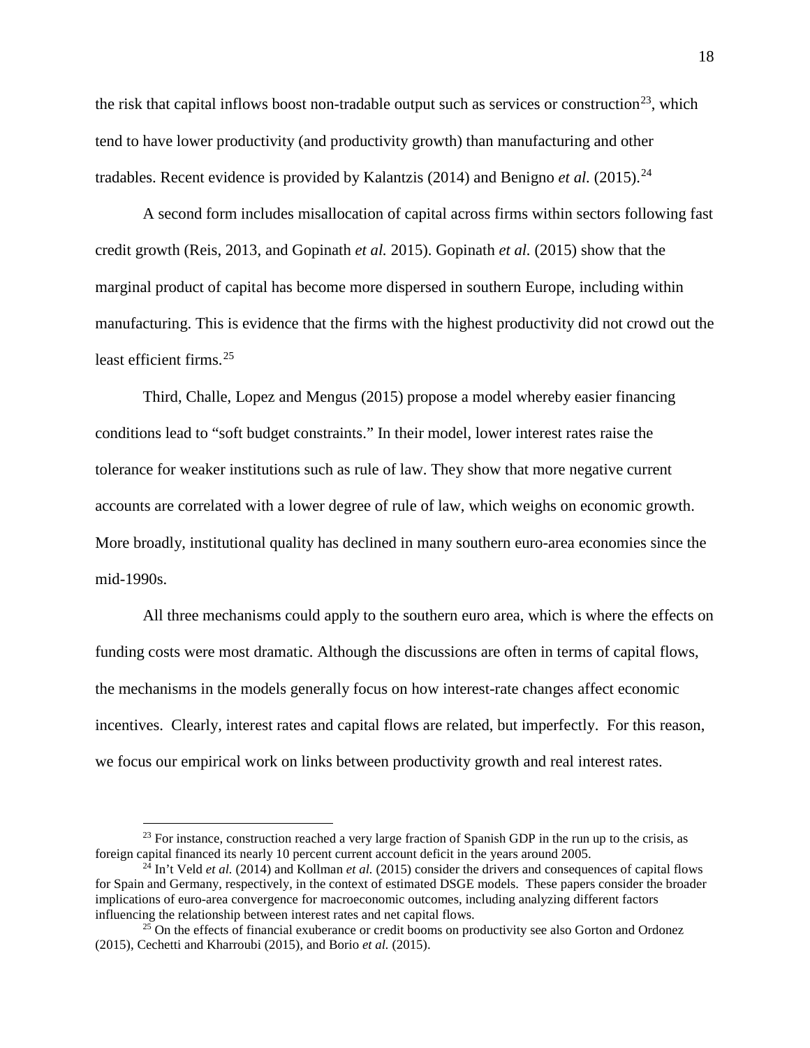the risk that capital inflows boost non-tradable output such as services or construction[23], which tend to have lower productivity (and productivity growth) than manufacturing and other tradables. Recent evidence is provided by Kalantzis (2014) and Benigno *et al.* (2015).[24]

A second form includes misallocation of capital across firms within sectors following fast credit growth (Reis, 2013, and Gopinath *et al.* 2015). Gopinath *et al.* (2015) show that the marginal product of capital has become more dispersed in southern Europe, including within manufacturing. This is evidence that the firms with the highest productivity did not crowd out the least efficient firms.[25]

Third, Challe, Lopez and Mengus (2015) propose a model whereby easier financing conditions lead to "soft budget constraints." In their model, lower interest rates raise the tolerance for weaker institutions such as rule of law. They show that more negative current accounts are correlated with a lower degree of rule of law, which weighs on economic growth. More broadly, institutional quality has declined in many southern euro-area economies since the mid-1990s.

All three mechanisms could apply to the southern euro area, which is where the effects on funding costs were most dramatic. Although the discussions are often in terms of capital flows, the mechanisms in the models generally focus on how interest-rate changes affect economic incentives. Clearly, interest rates and capital flows are related, but imperfectly. For this reason, we focus our empirical work on links between productivity growth and real interest rates.

---

[23] For instance, construction reached a very large fraction of Spanish GDP in the run up to the crisis, as foreign capital financed its nearly 10 percent current account deficit in the years around 2005.

[24] In't Veld *et al.* (2014) and Kollman *et al.* (2015) consider the drivers and consequences of capital flows for Spain and Germany, respectively, in the context of estimated DSGE models. These papers consider the broader implications of euro-area convergence for macroeconomic outcomes, including analyzing different factors influencing the relationship between interest rates and net capital flows.

[25] On the effects of financial exuberance or credit booms on productivity see also Gorton and Ordonez (2015), Cechetti and Kharroubi (2015), and Borio *et al.* (2015).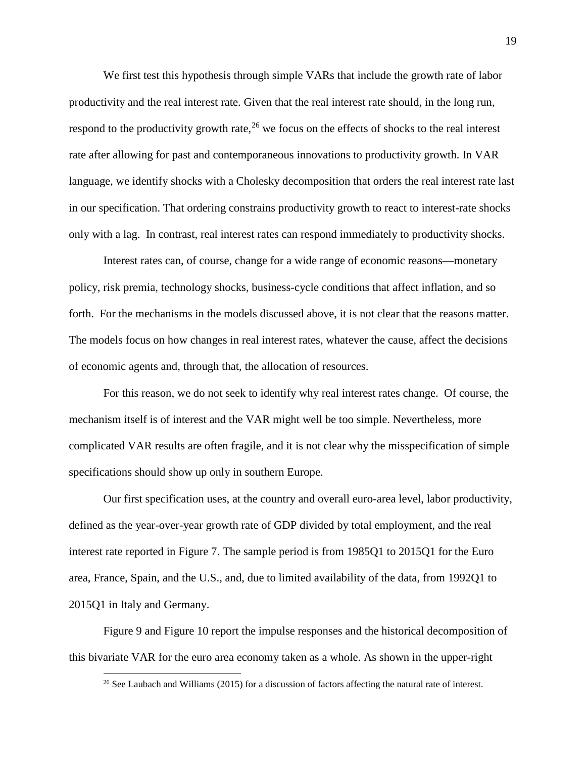We first test this hypothesis through simple VARs that include the growth rate of labor productivity and the real interest rate. Given that the real interest rate should, in the long run, respond to the productivity growth rate,[26] we focus on the effects of shocks to the real interest rate after allowing for past and contemporaneous innovations to productivity growth. In VAR language, we identify shocks with a Cholesky decomposition that orders the real interest rate last in our specification. That ordering constrains productivity growth to react to interest-rate shocks only with a lag. In contrast, real interest rates can respond immediately to productivity shocks.

Interest rates can, of course, change for a wide range of economic reasons—monetary policy, risk premia, technology shocks, business-cycle conditions that affect inflation, and so forth. For the mechanisms in the models discussed above, it is not clear that the reasons matter. The models focus on how changes in real interest rates, whatever the cause, affect the decisions of economic agents and, through that, the allocation of resources.

For this reason, we do not seek to identify why real interest rates change. Of course, the mechanism itself is of interest and the VAR might well be too simple. Nevertheless, more complicated VAR results are often fragile, and it is not clear why the misspecification of simple specifications should show up only in southern Europe.

Our first specification uses, at the country and overall euro-area level, labor productivity, defined as the year-over-year growth rate of GDP divided by total employment, and the real interest rate reported in Figure 7. The sample period is from 1985Q1 to 2015Q1 for the Euro area, France, Spain, and the U.S., and, due to limited availability of the data, from 1992Q1 to 2015Q1 in Italy and Germany.

Figure 9 and Figure 10 report the impulse responses and the historical decomposition of this bivariate VAR for the euro area economy taken as a whole. As shown in the upper-right

[26] See Laubach and Williams (2015) for a discussion of factors affecting the natural rate of interest.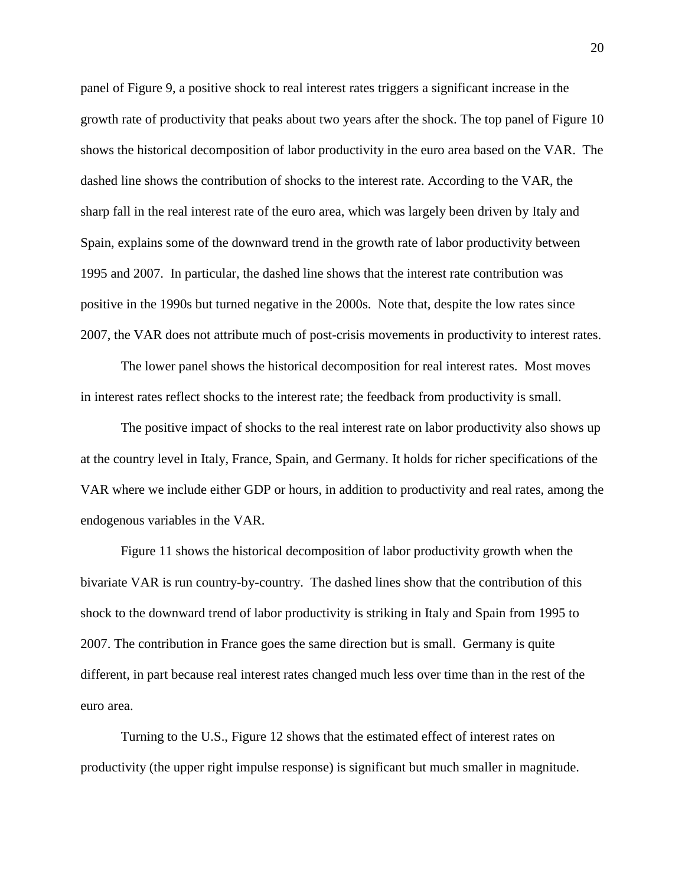panel of Figure 9, a positive shock to real interest rates triggers a significant increase in the growth rate of productivity that peaks about two years after the shock. The top panel of Figure 10 shows the historical decomposition of labor productivity in the euro area based on the VAR. The dashed line shows the contribution of shocks to the interest rate. According to the VAR, the sharp fall in the real interest rate of the euro area, which was largely been driven by Italy and Spain, explains some of the downward trend in the growth rate of labor productivity between 1995 and 2007. In particular, the dashed line shows that the interest rate contribution was positive in the 1990s but turned negative in the 2000s. Note that, despite the low rates since 2007, the VAR does not attribute much of post-crisis movements in productivity to interest rates.

The lower panel shows the historical decomposition for real interest rates. Most moves in interest rates reflect shocks to the interest rate; the feedback from productivity is small.

The positive impact of shocks to the real interest rate on labor productivity also shows up at the country level in Italy, France, Spain, and Germany. It holds for richer specifications of the VAR where we include either GDP or hours, in addition to productivity and real rates, among the endogenous variables in the VAR.

Figure 11 shows the historical decomposition of labor productivity growth when the bivariate VAR is run country-by-country. The dashed lines show that the contribution of this shock to the downward trend of labor productivity is striking in Italy and Spain from 1995 to 2007. The contribution in France goes the same direction but is small. Germany is quite different, in part because real interest rates changed much less over time than in the rest of the euro area.

Turning to the U.S., Figure 12 shows that the estimated effect of interest rates on productivity (the upper right impulse response) is significant but much smaller in magnitude.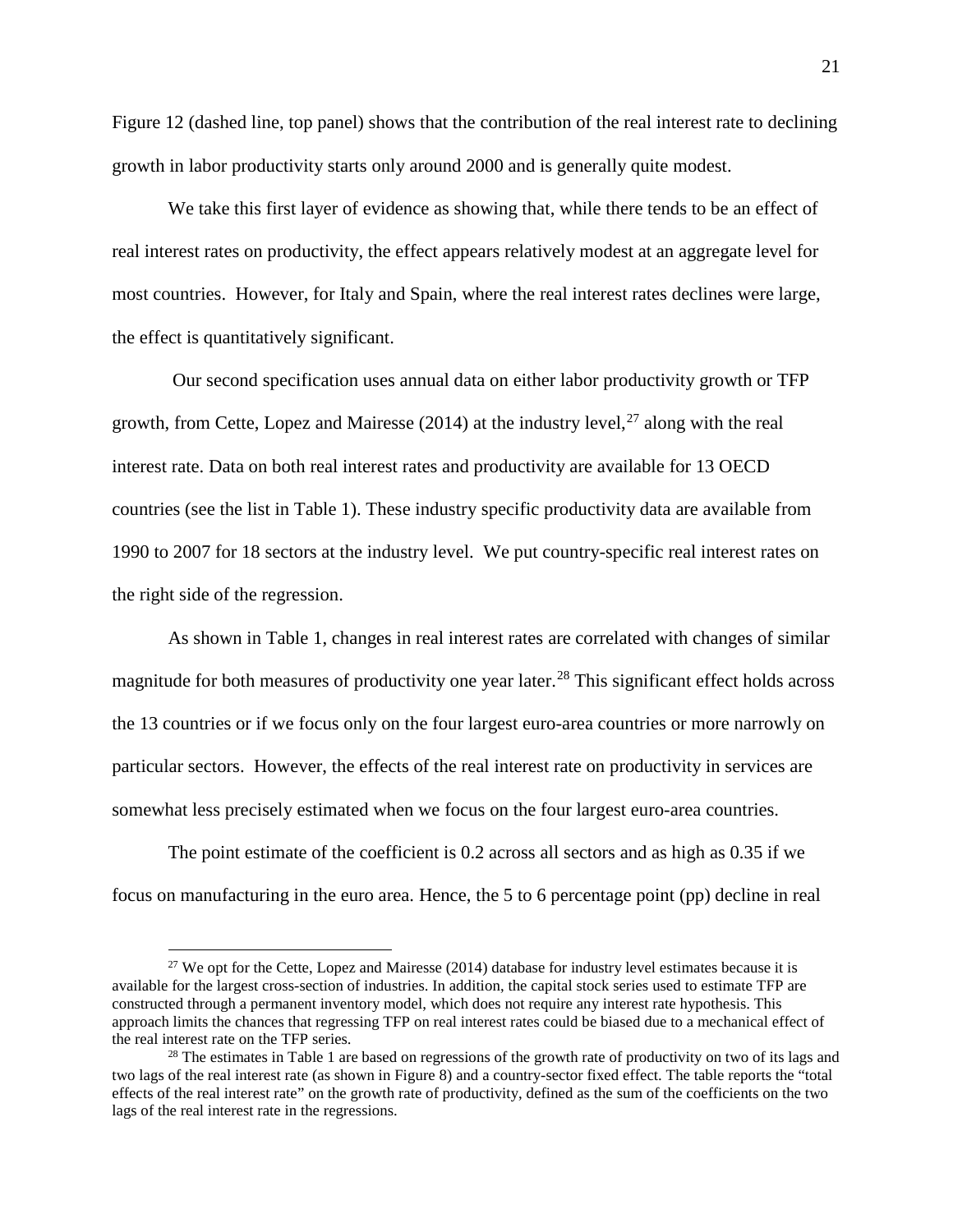Figure 12 (dashed line, top panel) shows that the contribution of the real interest rate to declining growth in labor productivity starts only around 2000 and is generally quite modest.

We take this first layer of evidence as showing that, while there tends to be an effect of real interest rates on productivity, the effect appears relatively modest at an aggregate level for most countries. However, for Italy and Spain, where the real interest rates declines were large, the effect is quantitatively significant.

Our second specification uses annual data on either labor productivity growth or TFP growth, from Cette, Lopez and Mairesse (2014) at the industry level,[27] along with the real interest rate. Data on both real interest rates and productivity are available for 13 OECD countries (see the list in Table 1). These industry specific productivity data are available from 1990 to 2007 for 18 sectors at the industry level. We put country-specific real interest rates on the right side of the regression.

As shown in Table 1, changes in real interest rates are correlated with changes of similar magnitude for both measures of productivity one year later.[28] This significant effect holds across the 13 countries or if we focus only on the four largest euro-area countries or more narrowly on particular sectors. However, the effects of the real interest rate on productivity in services are somewhat less precisely estimated when we focus on the four largest euro-area countries.

The point estimate of the coefficient is 0.2 across all sectors and as high as 0.35 if we focus on manufacturing in the euro area. Hence, the 5 to 6 percentage point (pp) decline in real

[27] We opt for the Cette, Lopez and Mairesse (2014) database for industry level estimates because it is available for the largest cross-section of industries. In addition, the capital stock series used to estimate TFP are constructed through a permanent inventory model, which does not require any interest rate hypothesis. This approach limits the chances that regressing TFP on real interest rates could be biased due to a mechanical effect of the real interest rate on the TFP series.

[28] The estimates in Table 1 are based on regressions of the growth rate of productivity on two of its lags and two lags of the real interest rate (as shown in Figure 8) and a country-sector fixed effect. The table reports the "total effects of the real interest rate" on the growth rate of productivity, defined as the sum of the coefficients on the two lags of the real interest rate in the regressions.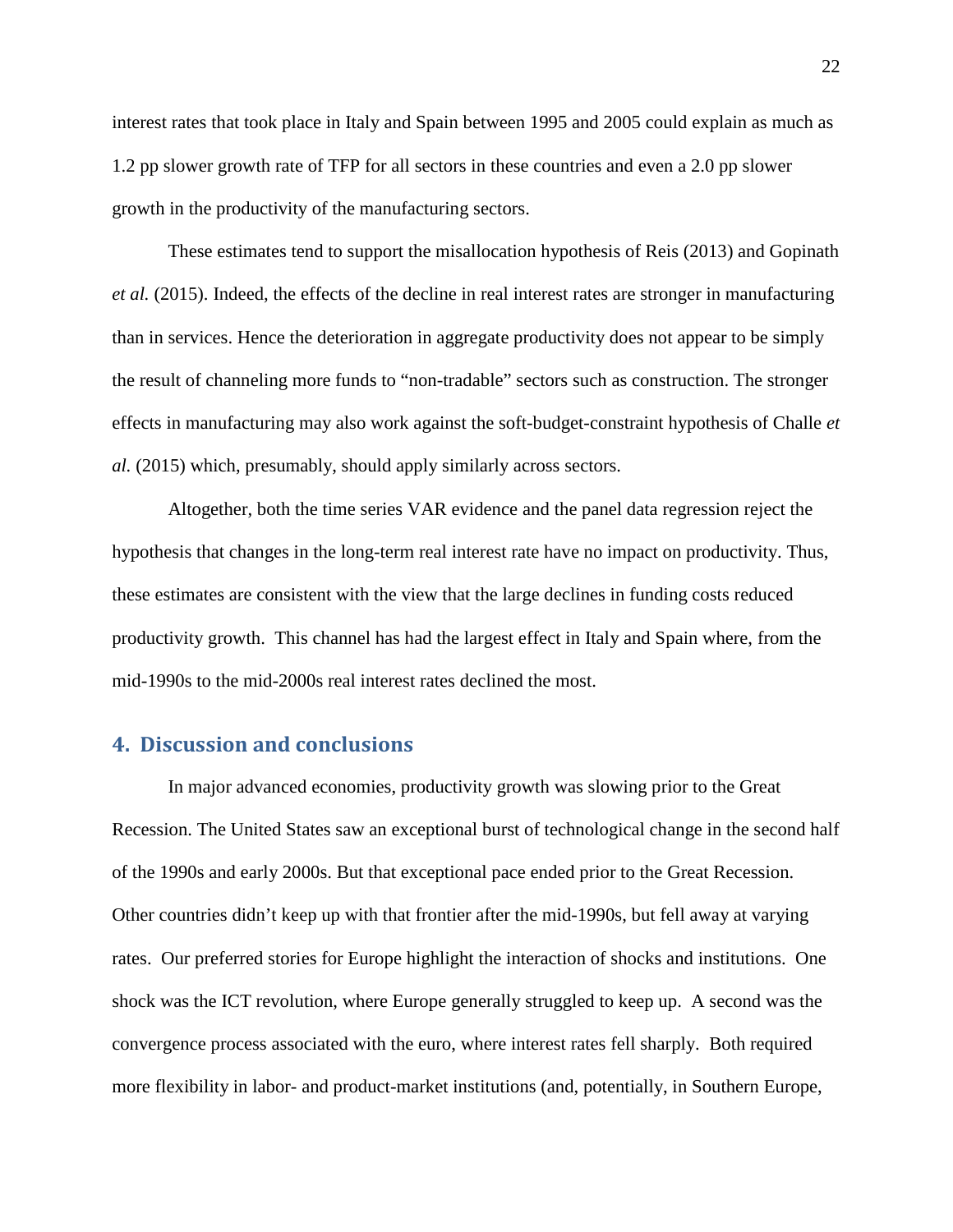interest rates that took place in Italy and Spain between 1995 and 2005 could explain as much as 1.2 pp slower growth rate of TFP for all sectors in these countries and even a 2.0 pp slower growth in the productivity of the manufacturing sectors.

These estimates tend to support the misallocation hypothesis of Reis (2013) and Gopinath *et al.* (2015). Indeed, the effects of the decline in real interest rates are stronger in manufacturing than in services. Hence the deterioration in aggregate productivity does not appear to be simply the result of channeling more funds to "non-tradable" sectors such as construction. The stronger effects in manufacturing may also work against the soft-budget-constraint hypothesis of Challe *et al.* (2015) which, presumably, should apply similarly across sectors.

Altogether, both the time series VAR evidence and the panel data regression reject the hypothesis that changes in the long-term real interest rate have no impact on productivity. Thus, these estimates are consistent with the view that the large declines in funding costs reduced productivity growth. This channel has had the largest effect in Italy and Spain where, from the mid-1990s to the mid-2000s real interest rates declined the most.

## 4. Discussion and conclusions

In major advanced economies, productivity growth was slowing prior to the Great Recession. The United States saw an exceptional burst of technological change in the second half of the 1990s and early 2000s. But that exceptional pace ended prior to the Great Recession. Other countries didn't keep up with that frontier after the mid-1990s, but fell away at varying rates. Our preferred stories for Europe highlight the interaction of shocks and institutions. One shock was the ICT revolution, where Europe generally struggled to keep up. A second was the convergence process associated with the euro, where interest rates fell sharply. Both required more flexibility in labor- and product-market institutions (and, potentially, in Southern Europe,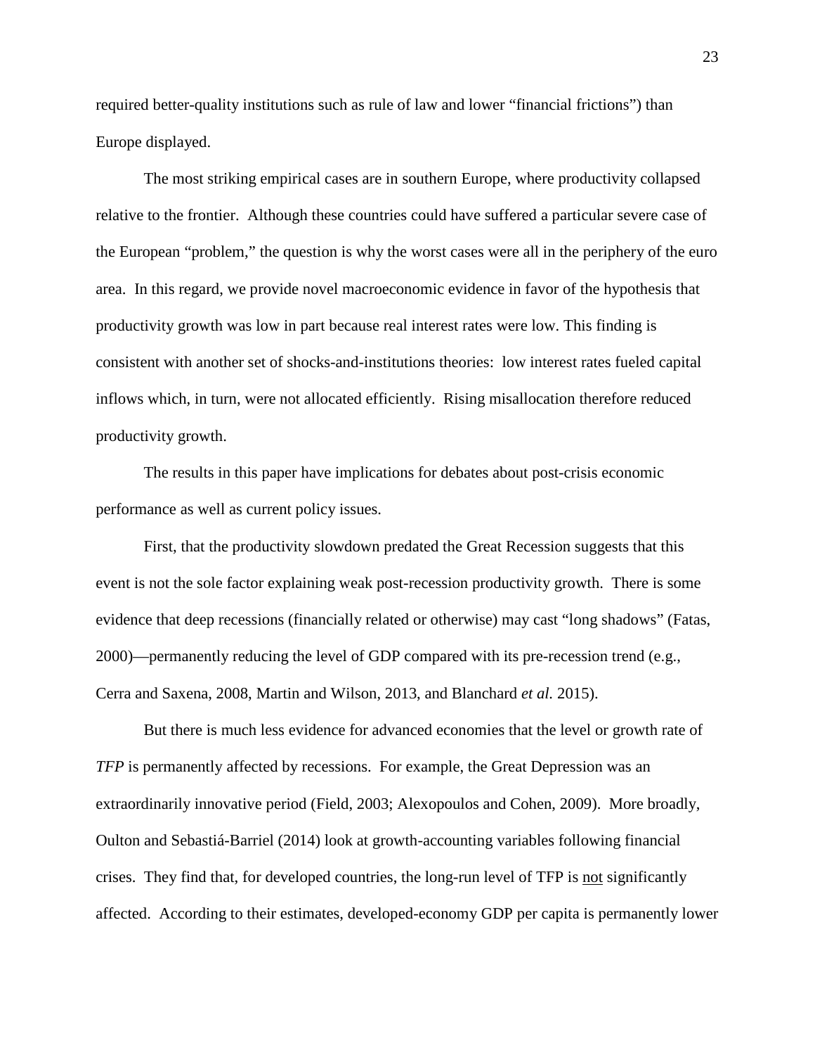required better-quality institutions such as rule of law and lower "financial frictions") than Europe displayed.

The most striking empirical cases are in southern Europe, where productivity collapsed relative to the frontier. Although these countries could have suffered a particular severe case of the European "problem," the question is why the worst cases were all in the periphery of the euro area. In this regard, we provide novel macroeconomic evidence in favor of the hypothesis that productivity growth was low in part because real interest rates were low. This finding is consistent with another set of shocks-and-institutions theories: low interest rates fueled capital inflows which, in turn, were not allocated efficiently. Rising misallocation therefore reduced productivity growth.

The results in this paper have implications for debates about post-crisis economic performance as well as current policy issues.

First, that the productivity slowdown predated the Great Recession suggests that this event is not the sole factor explaining weak post-recession productivity growth. There is some evidence that deep recessions (financially related or otherwise) may cast "long shadows" (Fatas, 2000)—permanently reducing the level of GDP compared with its pre-recession trend (e.g., Cerra and Saxena, 2008, Martin and Wilson, 2013, and Blanchard *et al.* 2015).

But there is much less evidence for advanced economies that the level or growth rate of *TFP* is permanently affected by recessions. For example, the Great Depression was an extraordinarily innovative period (Field, 2003; Alexopoulos and Cohen, 2009). More broadly, Oulton and Sebastiá-Barriel (2014) look at growth-accounting variables following financial crises. They find that, for developed countries, the long-run level of TFP is <u>not</u> significantly affected. According to their estimates, developed-economy GDP per capita is permanently lower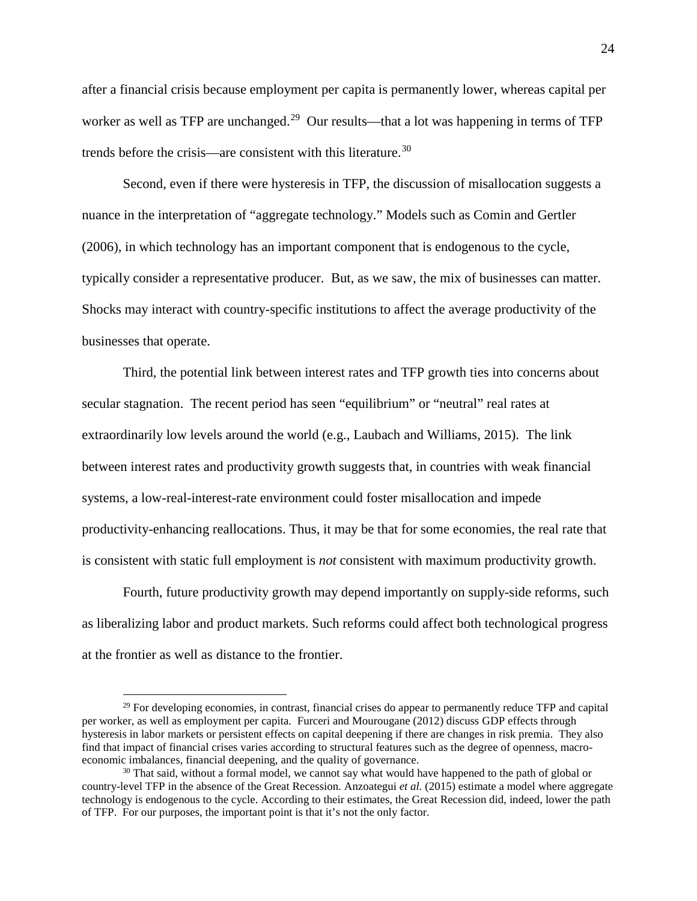after a financial crisis because employment per capita is permanently lower, whereas capital per worker as well as TFP are unchanged.[29] Our results—that a lot was happening in terms of TFP trends before the crisis—are consistent with this literature.[30]

Second, even if there were hysteresis in TFP, the discussion of misallocation suggests a nuance in the interpretation of "aggregate technology." Models such as Comin and Gertler (2006), in which technology has an important component that is endogenous to the cycle, typically consider a representative producer. But, as we saw, the mix of businesses can matter. Shocks may interact with country-specific institutions to affect the average productivity of the businesses that operate.

Third, the potential link between interest rates and TFP growth ties into concerns about secular stagnation. The recent period has seen "equilibrium" or "neutral" real rates at extraordinarily low levels around the world (e.g., Laubach and Williams, 2015). The link between interest rates and productivity growth suggests that, in countries with weak financial systems, a low-real-interest-rate environment could foster misallocation and impede productivity-enhancing reallocations. Thus, it may be that for some economies, the real rate that is consistent with static full employment is *not* consistent with maximum productivity growth.

Fourth, future productivity growth may depend importantly on supply-side reforms, such as liberalizing labor and product markets. Such reforms could affect both technological progress at the frontier as well as distance to the frontier.

[29] For developing economies, in contrast, financial crises do appear to permanently reduce TFP and capital per worker, as well as employment per capita. Furceri and Mourougane (2012) discuss GDP effects through hysteresis in labor markets or persistent effects on capital deepening if there are changes in risk premia. They also find that impact of financial crises varies according to structural features such as the degree of openness, macro-economic imbalances, financial deepening, and the quality of governance.

[30] That said, without a formal model, we cannot say what would have happened to the path of global or country-level TFP in the absence of the Great Recession. Anzoategui *et al.* (2015) estimate a model where aggregate technology is endogenous to the cycle. According to their estimates, the Great Recession did, indeed, lower the path of TFP. For our purposes, the important point is that it's not the only factor.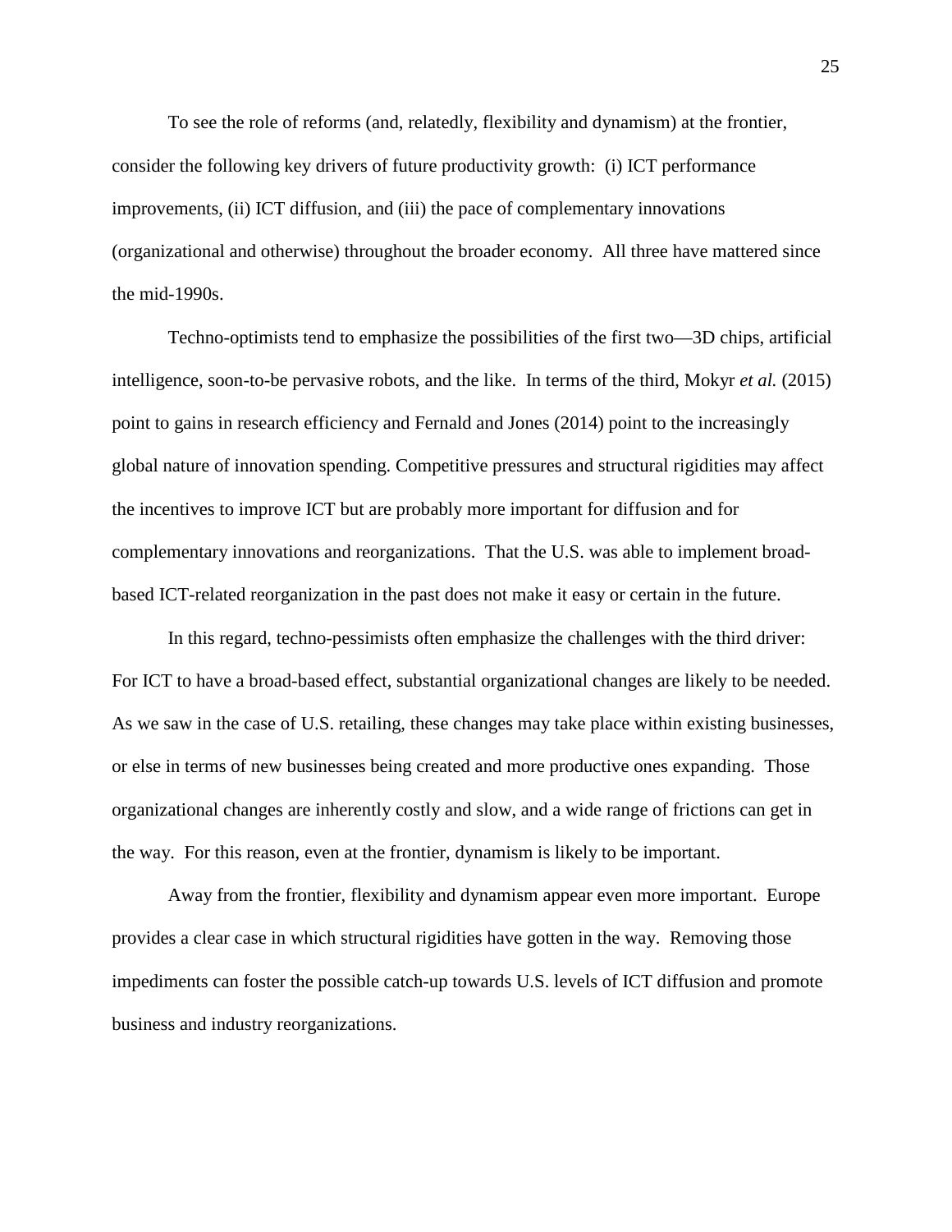To see the role of reforms (and, relatedly, flexibility and dynamism) at the frontier, consider the following key drivers of future productivity growth: (i) ICT performance improvements, (ii) ICT diffusion, and (iii) the pace of complementary innovations (organizational and otherwise) throughout the broader economy. All three have mattered since the mid-1990s.

Techno-optimists tend to emphasize the possibilities of the first two—3D chips, artificial intelligence, soon-to-be pervasive robots, and the like. In terms of the third, Mokyr *et al.* (2015) point to gains in research efficiency and Fernald and Jones (2014) point to the increasingly global nature of innovation spending. Competitive pressures and structural rigidities may affect the incentives to improve ICT but are probably more important for diffusion and for complementary innovations and reorganizations. That the U.S. was able to implement broad-based ICT-related reorganization in the past does not make it easy or certain in the future.

In this regard, techno-pessimists often emphasize the challenges with the third driver: For ICT to have a broad-based effect, substantial organizational changes are likely to be needed. As we saw in the case of U.S. retailing, these changes may take place within existing businesses, or else in terms of new businesses being created and more productive ones expanding. Those organizational changes are inherently costly and slow, and a wide range of frictions can get in the way. For this reason, even at the frontier, dynamism is likely to be important.

Away from the frontier, flexibility and dynamism appear even more important. Europe provides a clear case in which structural rigidities have gotten in the way. Removing those impediments can foster the possible catch-up towards U.S. levels of ICT diffusion and promote business and industry reorganizations.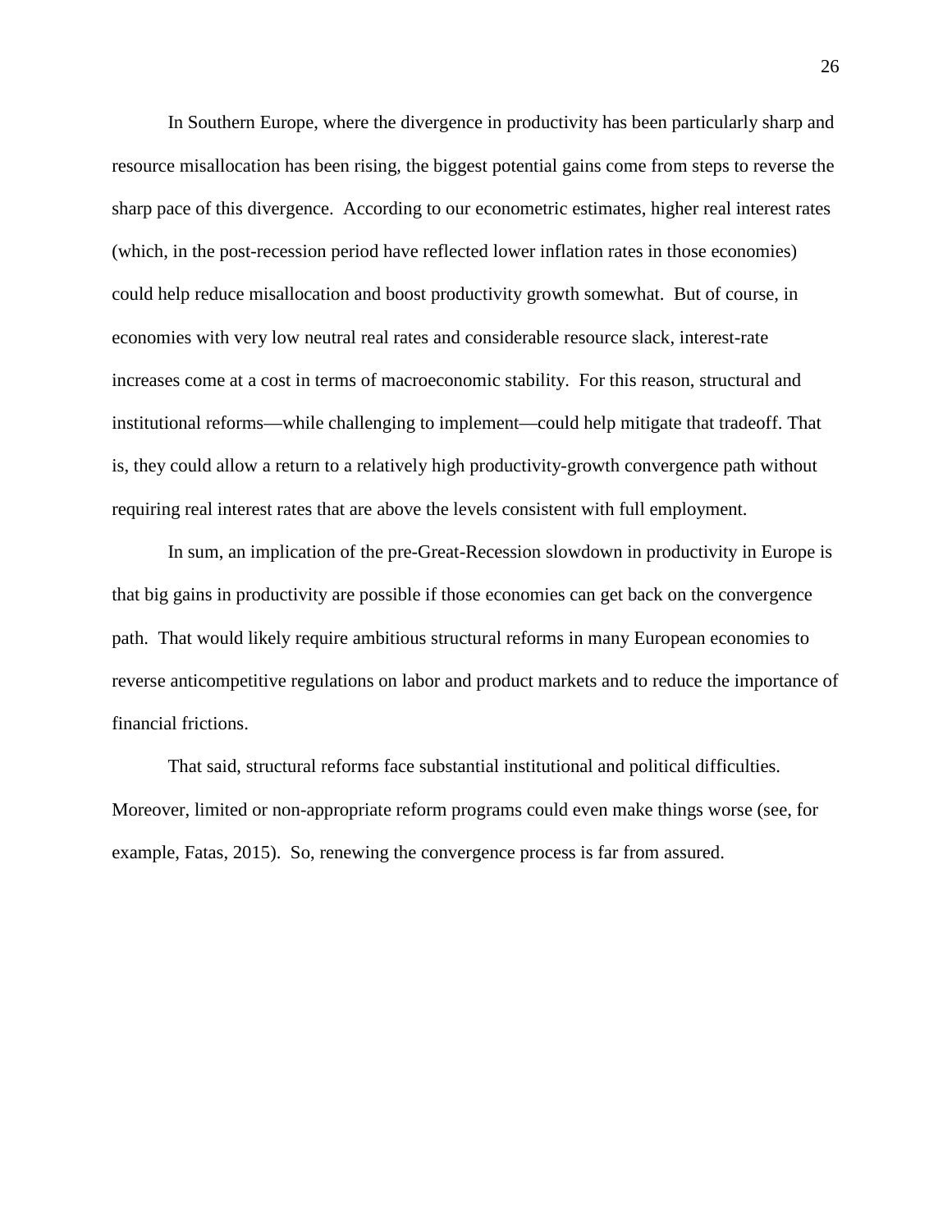In Southern Europe, where the divergence in productivity has been particularly sharp and resource misallocation has been rising, the biggest potential gains come from steps to reverse the sharp pace of this divergence. According to our econometric estimates, higher real interest rates (which, in the post-recession period have reflected lower inflation rates in those economies) could help reduce misallocation and boost productivity growth somewhat. But of course, in economies with very low neutral real rates and considerable resource slack, interest-rate increases come at a cost in terms of macroeconomic stability. For this reason, structural and institutional reforms—while challenging to implement—could help mitigate that tradeoff. That is, they could allow a return to a relatively high productivity-growth convergence path without requiring real interest rates that are above the levels consistent with full employment.

In sum, an implication of the pre-Great-Recession slowdown in productivity in Europe is that big gains in productivity are possible if those economies can get back on the convergence path. That would likely require ambitious structural reforms in many European economies to reverse anticompetitive regulations on labor and product markets and to reduce the importance of financial frictions.

That said, structural reforms face substantial institutional and political difficulties. Moreover, limited or non-appropriate reform programs could even make things worse (see, for example, Fatas, 2015). So, renewing the convergence process is far from assured.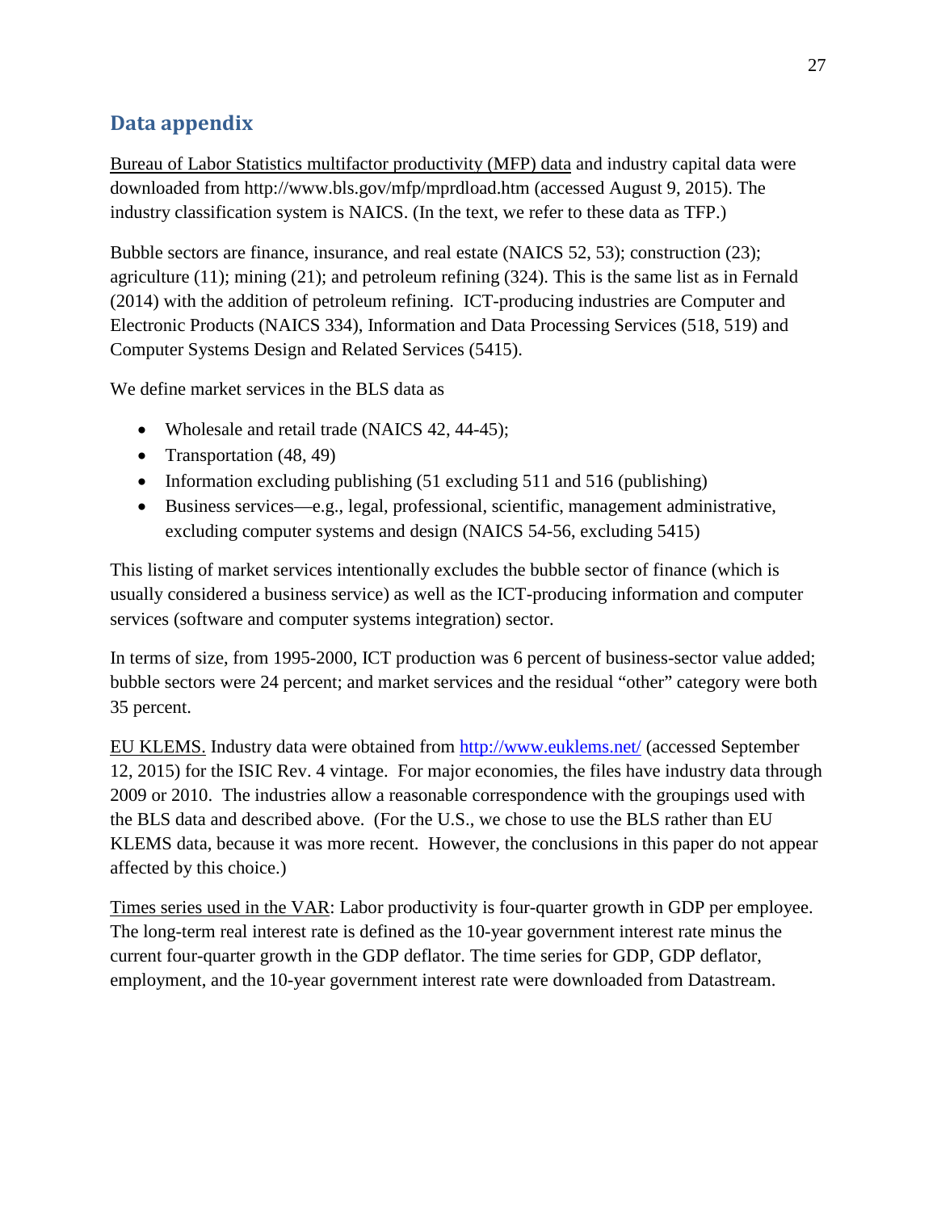## Data appendix

Bureau of Labor Statistics multifactor productivity (MFP) data and industry capital data were downloaded from http://www.bls.gov/mfp/mprdload.htm (accessed August 9, 2015). The industry classification system is NAICS. (In the text, we refer to these data as TFP.)

Bubble sectors are finance, insurance, and real estate (NAICS 52, 53); construction (23); agriculture (11); mining (21); and petroleum refining (324). This is the same list as in Fernald (2014) with the addition of petroleum refining. ICT-producing industries are Computer and Electronic Products (NAICS 334), Information and Data Processing Services (518, 519) and Computer Systems Design and Related Services (5415).

We define market services in the BLS data as

- Wholesale and retail trade (NAICS 42, 44-45);
- Transportation (48, 49)
- Information excluding publishing (51 excluding 511 and 516 (publishing)
- Business services—e.g., legal, professional, scientific, management administrative, excluding computer systems and design (NAICS 54-56, excluding 5415)

This listing of market services intentionally excludes the bubble sector of finance (which is usually considered a business service) as well as the ICT-producing information and computer services (software and computer systems integration) sector.

In terms of size, from 1995-2000, ICT production was 6 percent of business-sector value added; bubble sectors were 24 percent; and market services and the residual "other" category were both 35 percent.

EU KLEMS. Industry data were obtained from http://www.euklems.net/ (accessed September 12, 2015) for the ISIC Rev. 4 vintage. For major economies, the files have industry data through 2009 or 2010. The industries allow a reasonable correspondence with the groupings used with the BLS data and described above. (For the U.S., we chose to use the BLS rather than EU KLEMS data, because it was more recent. However, the conclusions in this paper do not appear affected by this choice.)

Times series used in the VAR: Labor productivity is four-quarter growth in GDP per employee. The long-term real interest rate is defined as the 10-year government interest rate minus the current four-quarter growth in the GDP deflator. The time series for GDP, GDP deflator, employment, and the 10-year government interest rate were downloaded from Datastream.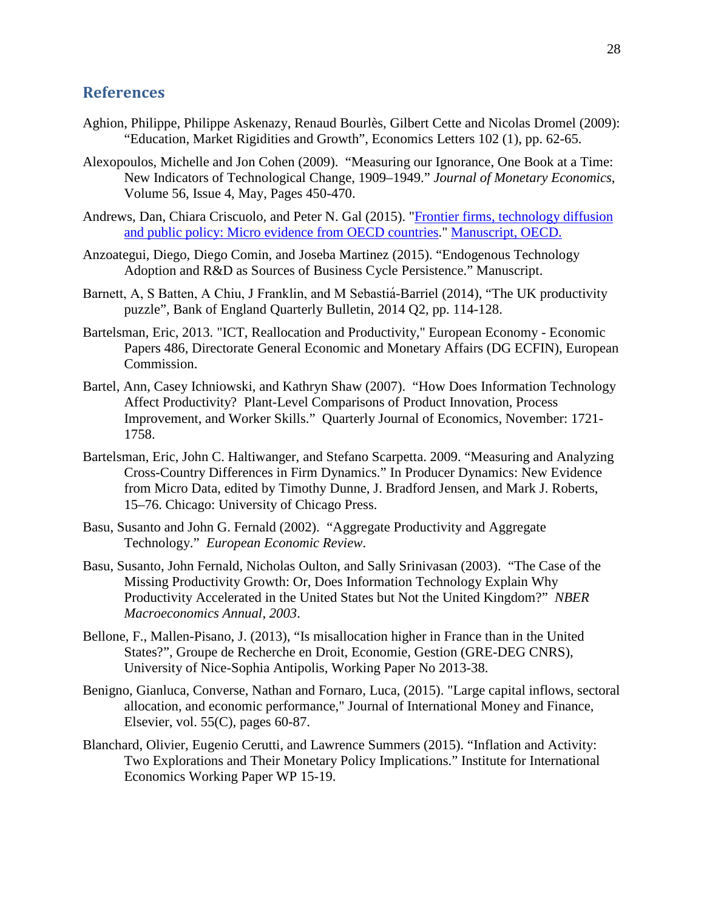## References

Aghion, Philippe, Philippe Askenazy, Renaud Bourlès, Gilbert Cette and Nicolas Dromel (2009): "Education, Market Rigidities and Growth", Economics Letters 102 (1), pp. 62-65.

Alexopoulos, Michelle and Jon Cohen (2009). "Measuring our Ignorance, One Book at a Time: New Indicators of Technological Change, 1909–1949." *Journal of Monetary Economics*, Volume 56, Issue 4, May, Pages 450-470.

Andrews, Dan, Chiara Criscuolo, and Peter N. Gal (2015). "Frontier firms, technology diffusion and public policy: Micro evidence from OECD countries." Manuscript, OECD.

Anzoategui, Diego, Diego Comin, and Joseba Martinez (2015). "Endogenous Technology Adoption and R&D as Sources of Business Cycle Persistence." Manuscript.

Barnett, A, S Batten, A Chiu, J Franklin, and M Sebastiá-Barriel (2014), "The UK productivity puzzle", Bank of England Quarterly Bulletin, 2014 Q2, pp. 114-128.

Bartelsman, Eric, 2013. "ICT, Reallocation and Productivity," European Economy - Economic Papers 486, Directorate General Economic and Monetary Affairs (DG ECFIN), European Commission.

Bartel, Ann, Casey Ichniowski, and Kathryn Shaw (2007). "How Does Information Technology Affect Productivity? Plant-Level Comparisons of Product Innovation, Process Improvement, and Worker Skills." Quarterly Journal of Economics, November: 1721-1758.

Bartelsman, Eric, John C. Haltiwanger, and Stefano Scarpetta. 2009. "Measuring and Analyzing Cross-Country Differences in Firm Dynamics." In Producer Dynamics: New Evidence from Micro Data, edited by Timothy Dunne, J. Bradford Jensen, and Mark J. Roberts, 15–76. Chicago: University of Chicago Press.

Basu, Susanto and John G. Fernald (2002). "Aggregate Productivity and Aggregate Technology." *European Economic Review*.

Basu, Susanto, John Fernald, Nicholas Oulton, and Sally Srinivasan (2003). "The Case of the Missing Productivity Growth: Or, Does Information Technology Explain Why Productivity Accelerated in the United States but Not the United Kingdom?" *NBER Macroeconomics Annual, 2003*.

Bellone, F., Mallen-Pisano, J. (2013), "Is misallocation higher in France than in the United States?", Groupe de Recherche en Droit, Economie, Gestion (GRE-DEG CNRS), University of Nice-Sophia Antipolis, Working Paper No 2013-38.

Benigno, Gianluca, Converse, Nathan and Fornaro, Luca, (2015). "Large capital inflows, sectoral allocation, and economic performance," Journal of International Money and Finance, Elsevier, vol. 55(C), pages 60-87.

Blanchard, Olivier, Eugenio Cerutti, and Lawrence Summers (2015). "Inflation and Activity: Two Explorations and Their Monetary Policy Implications." Institute for International Economics Working Paper WP 15-19.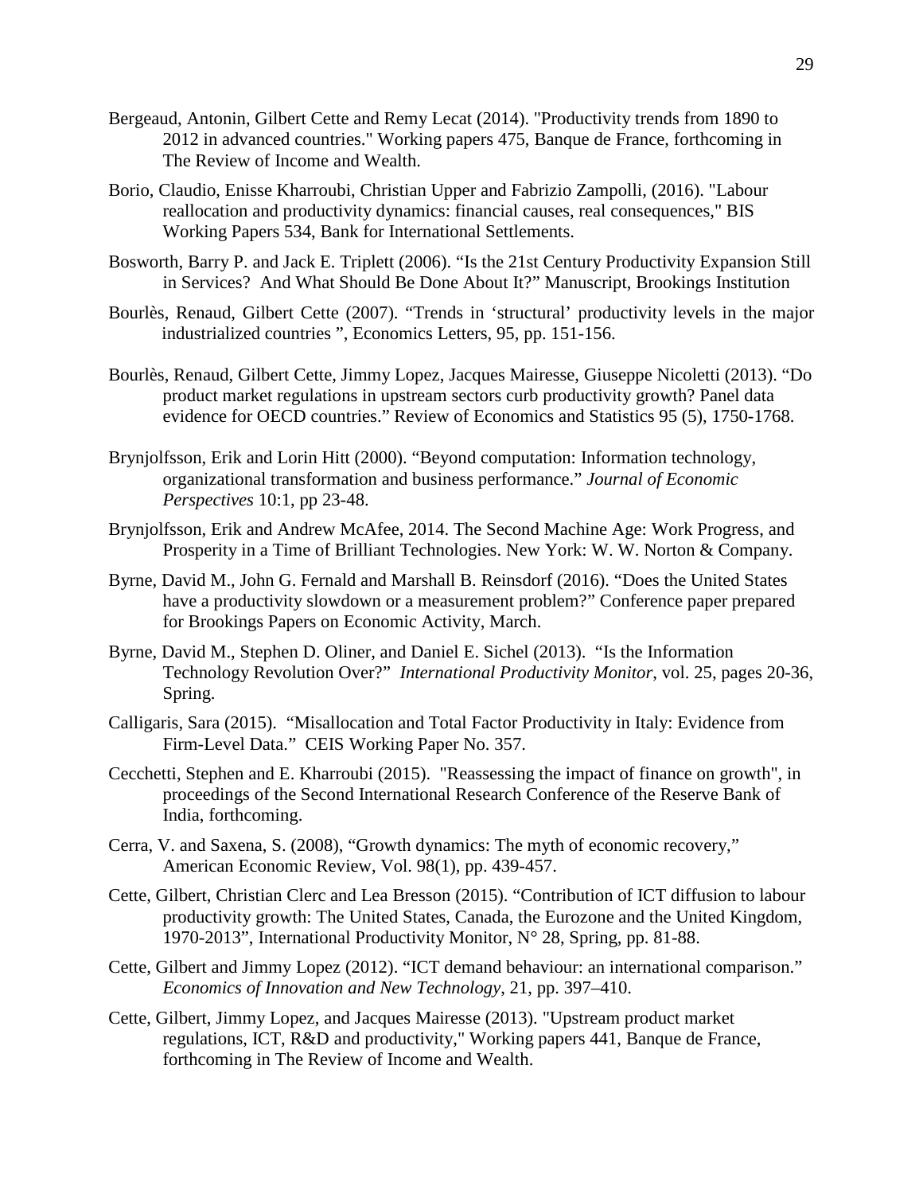Bergeaud, Antonin, Gilbert Cette and Remy Lecat (2014). "Productivity trends from 1890 to 2012 in advanced countries." Working papers 475, Banque de France, forthcoming in The Review of Income and Wealth.

Borio, Claudio, Enisse Kharroubi, Christian Upper and Fabrizio Zampolli, (2016). "Labour reallocation and productivity dynamics: financial causes, real consequences," BIS Working Papers 534, Bank for International Settlements.

Bosworth, Barry P. and Jack E. Triplett (2006). "Is the 21st Century Productivity Expansion Still in Services? And What Should Be Done About It?" Manuscript, Brookings Institution

Bourlès, Renaud, Gilbert Cette (2007). "Trends in 'structural' productivity levels in the major industrialized countries ", Economics Letters, 95, pp. 151-156.

Bourlès, Renaud, Gilbert Cette, Jimmy Lopez, Jacques Mairesse, Giuseppe Nicoletti (2013). "Do product market regulations in upstream sectors curb productivity growth? Panel data evidence for OECD countries." Review of Economics and Statistics 95 (5), 1750-1768.

Brynjolfsson, Erik and Lorin Hitt (2000). "Beyond computation: Information technology, organizational transformation and business performance." *Journal of Economic Perspectives* 10:1, pp 23-48.

Brynjolfsson, Erik and Andrew McAfee, 2014. The Second Machine Age: Work Progress, and Prosperity in a Time of Brilliant Technologies. New York: W. W. Norton & Company.

Byrne, David M., John G. Fernald and Marshall B. Reinsdorf (2016). "Does the United States have a productivity slowdown or a measurement problem?" Conference paper prepared for Brookings Papers on Economic Activity, March.

Byrne, David M., Stephen D. Oliner, and Daniel E. Sichel (2013). "Is the Information Technology Revolution Over?" *International Productivity Monitor*, vol. 25, pages 20-36, Spring.

Calligaris, Sara (2015). "Misallocation and Total Factor Productivity in Italy: Evidence from Firm-Level Data." CEIS Working Paper No. 357.

Cecchetti, Stephen and E. Kharroubi (2015). "Reassessing the impact of finance on growth", in proceedings of the Second International Research Conference of the Reserve Bank of India, forthcoming.

Cerra, V. and Saxena, S. (2008), "Growth dynamics: The myth of economic recovery," American Economic Review, Vol. 98(1), pp. 439-457.

Cette, Gilbert, Christian Clerc and Lea Bresson (2015). "Contribution of ICT diffusion to labour productivity growth: The United States, Canada, the Eurozone and the United Kingdom, 1970-2013", International Productivity Monitor, N° 28, Spring, pp. 81-88.

Cette, Gilbert and Jimmy Lopez (2012). "ICT demand behaviour: an international comparison." *Economics of Innovation and New Technology*, 21, pp. 397–410.

Cette, Gilbert, Jimmy Lopez, and Jacques Mairesse (2013). "Upstream product market regulations, ICT, R&D and productivity," Working papers 441, Banque de France, forthcoming in The Review of Income and Wealth.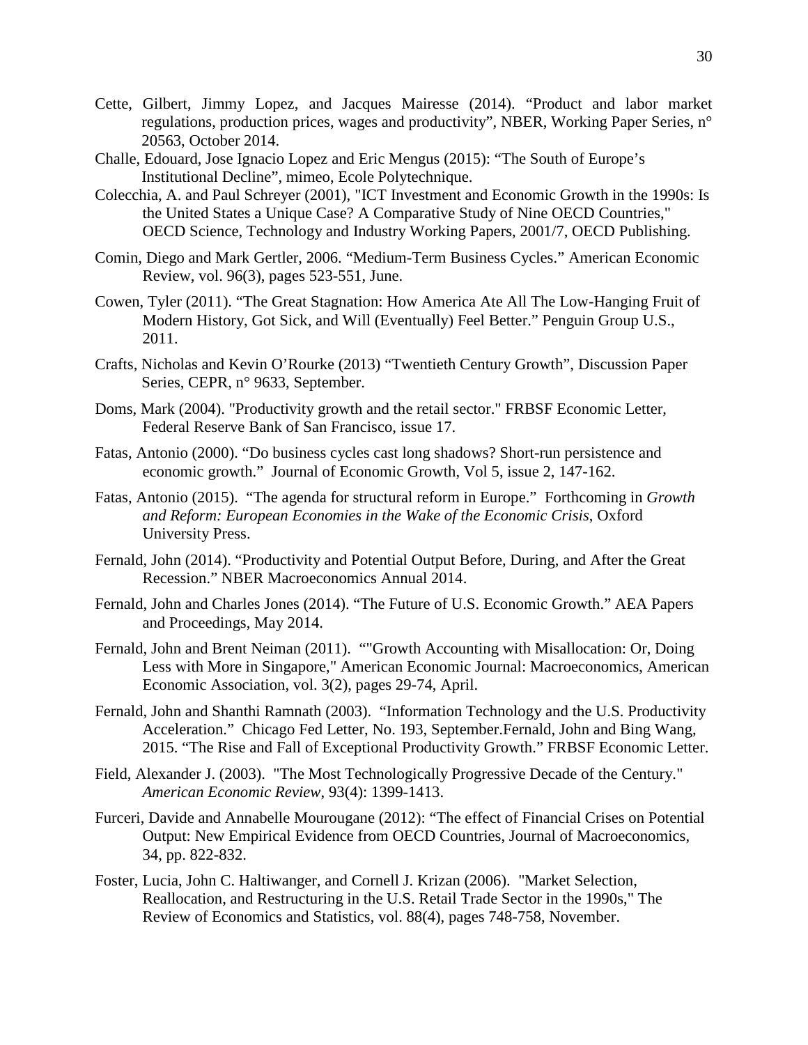Cette, Gilbert, Jimmy Lopez, and Jacques Mairesse (2014). “Product and labor market regulations, production prices, wages and productivity”, NBER, Working Paper Series, n° 20563, October 2014.

Challe, Edouard, Jose Ignacio Lopez and Eric Mengus (2015): “The South of Europe’s Institutional Decline”, mimeo, Ecole Polytechnique.

Colecchia, A. and Paul Schreyer (2001), "ICT Investment and Economic Growth in the 1990s: Is the United States a Unique Case? A Comparative Study of Nine OECD Countries," OECD Science, Technology and Industry Working Papers, 2001/7, OECD Publishing.

Comin, Diego and Mark Gertler, 2006. “Medium-Term Business Cycles.” American Economic Review, vol. 96(3), pages 523-551, June.

Cowen, Tyler (2011). “The Great Stagnation: How America Ate All The Low-Hanging Fruit of Modern History, Got Sick, and Will (Eventually) Feel Better.” Penguin Group U.S., 2011.

Crafts, Nicholas and Kevin O’Rourke (2013) “Twentieth Century Growth”, Discussion Paper Series, CEPR, n° 9633, September.

Doms, Mark (2004). "Productivity growth and the retail sector." FRBSF Economic Letter, Federal Reserve Bank of San Francisco, issue 17.

Fatas, Antonio (2000). “Do business cycles cast long shadows? Short-run persistence and economic growth.” Journal of Economic Growth, Vol 5, issue 2, 147-162.

Fatas, Antonio (2015). “The agenda for structural reform in Europe.” Forthcoming in *Growth and Reform: European Economies in the Wake of the Economic Crisis*, Oxford University Press.

Fernald, John (2014). “Productivity and Potential Output Before, During, and After the Great Recession.” NBER Macroeconomics Annual 2014.

Fernald, John and Charles Jones (2014). “The Future of U.S. Economic Growth.” AEA Papers and Proceedings, May 2014.

Fernald, John and Brent Neiman (2011). “"Growth Accounting with Misallocation: Or, Doing Less with More in Singapore," American Economic Journal: Macroeconomics, American Economic Association, vol. 3(2), pages 29-74, April.

Fernald, John and Shanthi Ramnath (2003). “Information Technology and the U.S. Productivity Acceleration.” Chicago Fed Letter, No. 193, September.Fernald, John and Bing Wang, 2015. “The Rise and Fall of Exceptional Productivity Growth.” FRBSF Economic Letter.

Field, Alexander J. (2003). "The Most Technologically Progressive Decade of the Century." *American Economic Review*, 93(4): 1399-1413.

Furceri, Davide and Annabelle Mourougane (2012): “The effect of Financial Crises on Potential Output: New Empirical Evidence from OECD Countries, Journal of Macroeconomics, 34, pp. 822-832.

Foster, Lucia, John C. Haltiwanger, and Cornell J. Krizan (2006). "Market Selection, Reallocation, and Restructuring in the U.S. Retail Trade Sector in the 1990s," The Review of Economics and Statistics, vol. 88(4), pages 748-758, November.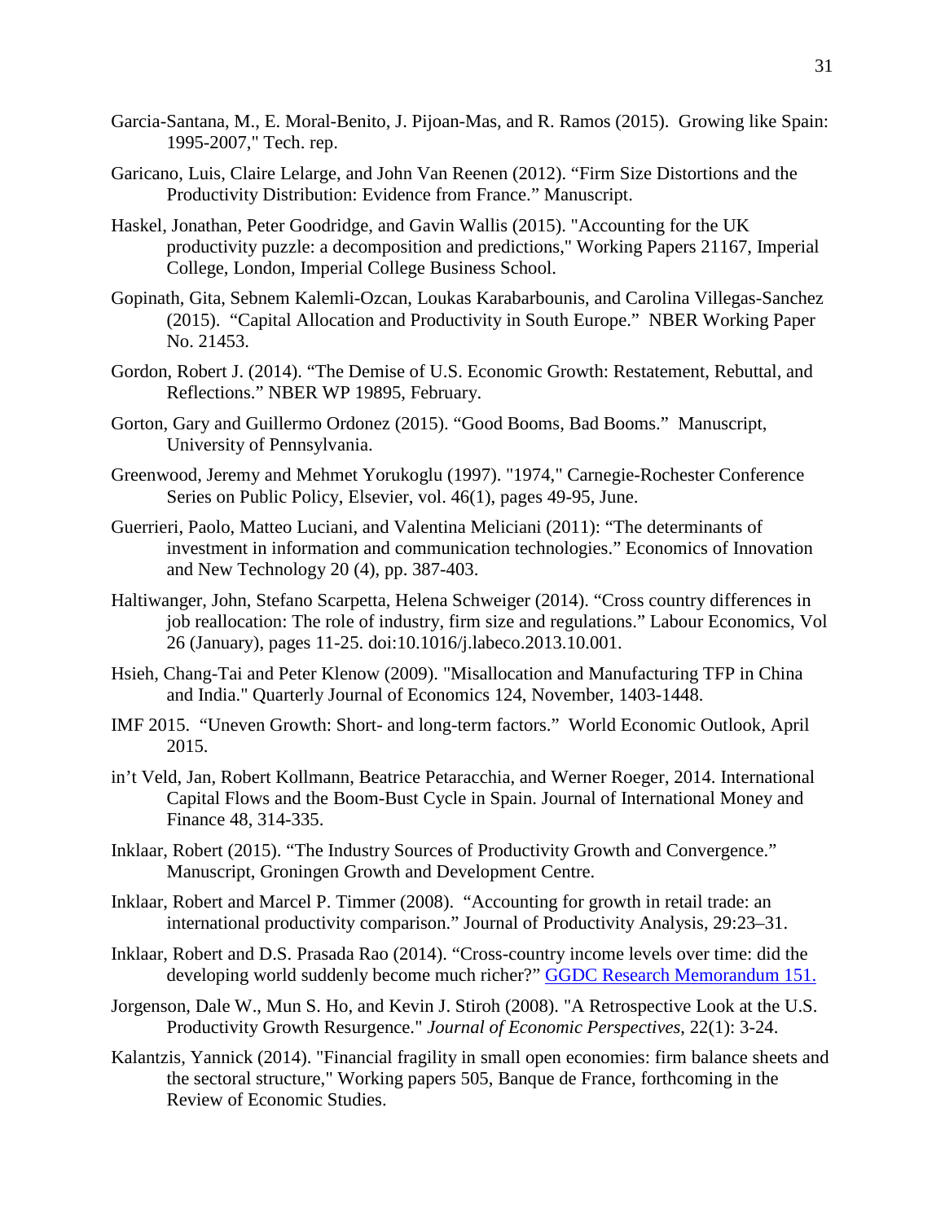Garcia-Santana, M., E. Moral-Benito, J. Pijoan-Mas, and R. Ramos (2015). Growing like Spain: 1995-2007," Tech. rep.

Garicano, Luis, Claire Lelarge, and John Van Reenen (2012). "Firm Size Distortions and the Productivity Distribution: Evidence from France." Manuscript.

Haskel, Jonathan, Peter Goodridge, and Gavin Wallis (2015). "Accounting for the UK productivity puzzle: a decomposition and predictions," Working Papers 21167, Imperial College, London, Imperial College Business School.

Gopinath, Gita, Sebnem Kalemli-Ozcan, Loukas Karabarbounis, and Carolina Villegas-Sanchez (2015). "Capital Allocation and Productivity in South Europe." NBER Working Paper No. 21453.

Gordon, Robert J. (2014). "The Demise of U.S. Economic Growth: Restatement, Rebuttal, and Reflections." NBER WP 19895, February.

Gorton, Gary and Guillermo Ordonez (2015). "Good Booms, Bad Booms." Manuscript, University of Pennsylvania.

Greenwood, Jeremy and Mehmet Yorukoglu (1997). "1974," Carnegie-Rochester Conference Series on Public Policy, Elsevier, vol. 46(1), pages 49-95, June.

Guerrieri, Paolo, Matteo Luciani, and Valentina Meliciani (2011): "The determinants of investment in information and communication technologies." Economics of Innovation and New Technology 20 (4), pp. 387-403.

Haltiwanger, John, Stefano Scarpetta, Helena Schweiger (2014). "Cross country differences in job reallocation: The role of industry, firm size and regulations." Labour Economics, Vol 26 (January), pages 11-25. doi:10.1016/j.labeco.2013.10.001.

Hsieh, Chang-Tai and Peter Klenow (2009). "Misallocation and Manufacturing TFP in China and India." Quarterly Journal of Economics 124, November, 1403-1448.

IMF 2015. "Uneven Growth: Short- and long-term factors." World Economic Outlook, April 2015.

in't Veld, Jan, Robert Kollmann, Beatrice Petaracchia, and Werner Roeger, 2014. International Capital Flows and the Boom-Bust Cycle in Spain. Journal of International Money and Finance 48, 314-335.

Inklaar, Robert (2015). "The Industry Sources of Productivity Growth and Convergence." Manuscript, Groningen Growth and Development Centre.

Inklaar, Robert and Marcel P. Timmer (2008). "Accounting for growth in retail trade: an international productivity comparison." Journal of Productivity Analysis, 29:23–31.

Inklaar, Robert and D.S. Prasada Rao (2014). "Cross-country income levels over time: did the developing world suddenly become much richer?" GGDC Research Memorandum 151.

Jorgenson, Dale W., Mun S. Ho, and Kevin J. Stiroh (2008). "A Retrospective Look at the U.S. Productivity Growth Resurgence." *Journal of Economic Perspectives*, 22(1): 3-24.

Kalantzis, Yannick (2014). "Financial fragility in small open economies: firm balance sheets and the sectoral structure," Working papers 505, Banque de France, forthcoming in the Review of Economic Studies.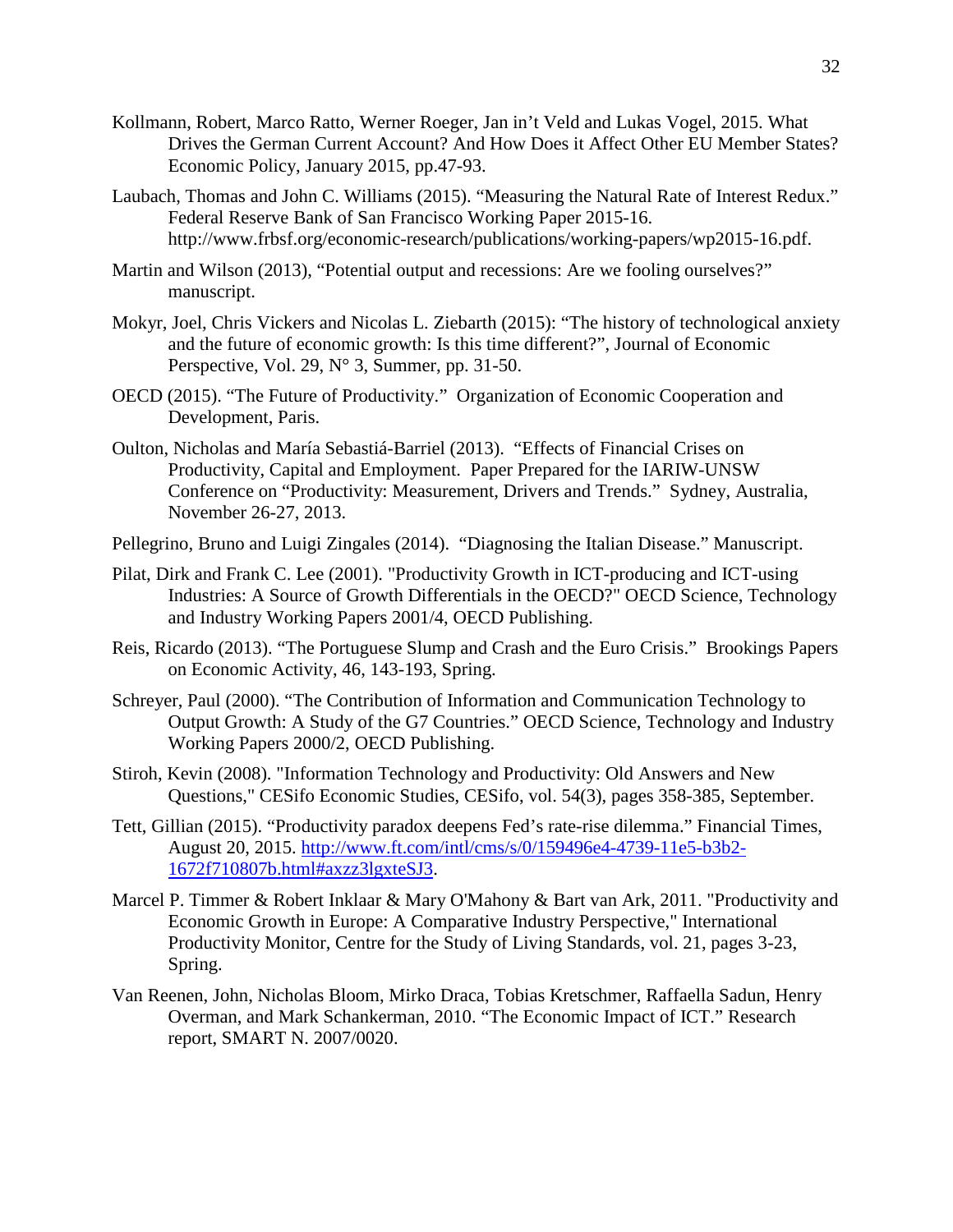Kollmann, Robert, Marco Ratto, Werner Roeger, Jan in't Veld and Lukas Vogel, 2015. What Drives the German Current Account? And How Does it Affect Other EU Member States? Economic Policy, January 2015, pp.47-93.

Laubach, Thomas and John C. Williams (2015). "Measuring the Natural Rate of Interest Redux." Federal Reserve Bank of San Francisco Working Paper 2015-16. http://www.frbsf.org/economic-research/publications/working-papers/wp2015-16.pdf.

Martin and Wilson (2013), "Potential output and recessions: Are we fooling ourselves?" manuscript.

Mokyr, Joel, Chris Vickers and Nicolas L. Ziebarth (2015): "The history of technological anxiety and the future of economic growth: Is this time different?", Journal of Economic Perspective, Vol. 29, N° 3, Summer, pp. 31-50.

OECD (2015). "The Future of Productivity." Organization of Economic Cooperation and Development, Paris.

Oulton, Nicholas and María Sebastiá-Barriel (2013). "Effects of Financial Crises on Productivity, Capital and Employment. Paper Prepared for the IARIW-UNSW Conference on "Productivity: Measurement, Drivers and Trends." Sydney, Australia, November 26-27, 2013.

Pellegrino, Bruno and Luigi Zingales (2014). "Diagnosing the Italian Disease." Manuscript.

Pilat, Dirk and Frank C. Lee (2001). "Productivity Growth in ICT-producing and ICT-using Industries: A Source of Growth Differentials in the OECD?" OECD Science, Technology and Industry Working Papers 2001/4, OECD Publishing.

Reis, Ricardo (2013). "The Portuguese Slump and Crash and the Euro Crisis." Brookings Papers on Economic Activity, 46, 143-193, Spring.

Schreyer, Paul (2000). "The Contribution of Information and Communication Technology to Output Growth: A Study of the G7 Countries." OECD Science, Technology and Industry Working Papers 2000/2, OECD Publishing.

Stiroh, Kevin (2008). "Information Technology and Productivity: Old Answers and New Questions," CESifo Economic Studies, CESifo, vol. 54(3), pages 358-385, September.

Tett, Gillian (2015). "Productivity paradox deepens Fed's rate-rise dilemma." Financial Times, August 20, 2015. http://www.ft.com/intl/cms/s/0/159496e4-4739-11e5-b3b2-1672f710807b.html#axzz3lgxteSJ3.

Marcel P. Timmer & Robert Inklaar & Mary O'Mahony & Bart van Ark, 2011. "Productivity and Economic Growth in Europe: A Comparative Industry Perspective," International Productivity Monitor, Centre for the Study of Living Standards, vol. 21, pages 3-23, Spring.

Van Reenen, John, Nicholas Bloom, Mirko Draca, Tobias Kretschmer, Raffaella Sadun, Henry Overman, and Mark Schankerman, 2010. "The Economic Impact of ICT." Research report, SMART N. 2007/0020.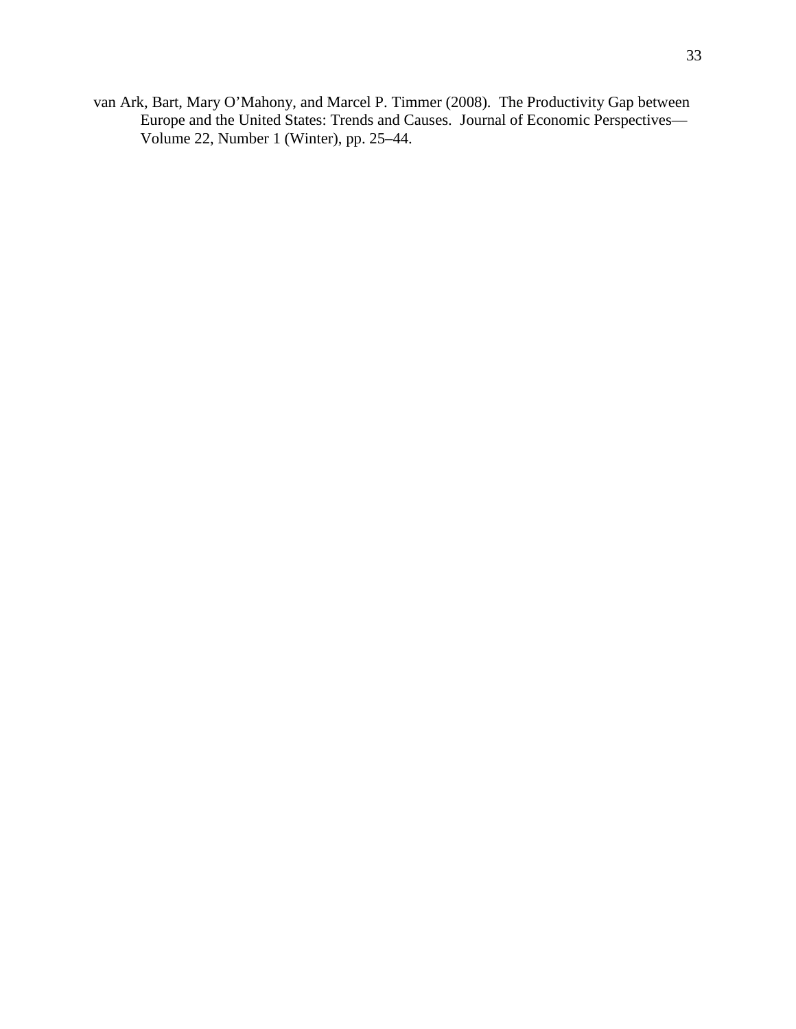van Ark, Bart, Mary O'Mahony, and Marcel P. Timmer (2008). The Productivity Gap between Europe and the United States: Trends and Causes. Journal of Economic Perspectives—Volume 22, Number 1 (Winter), pp. 25–44.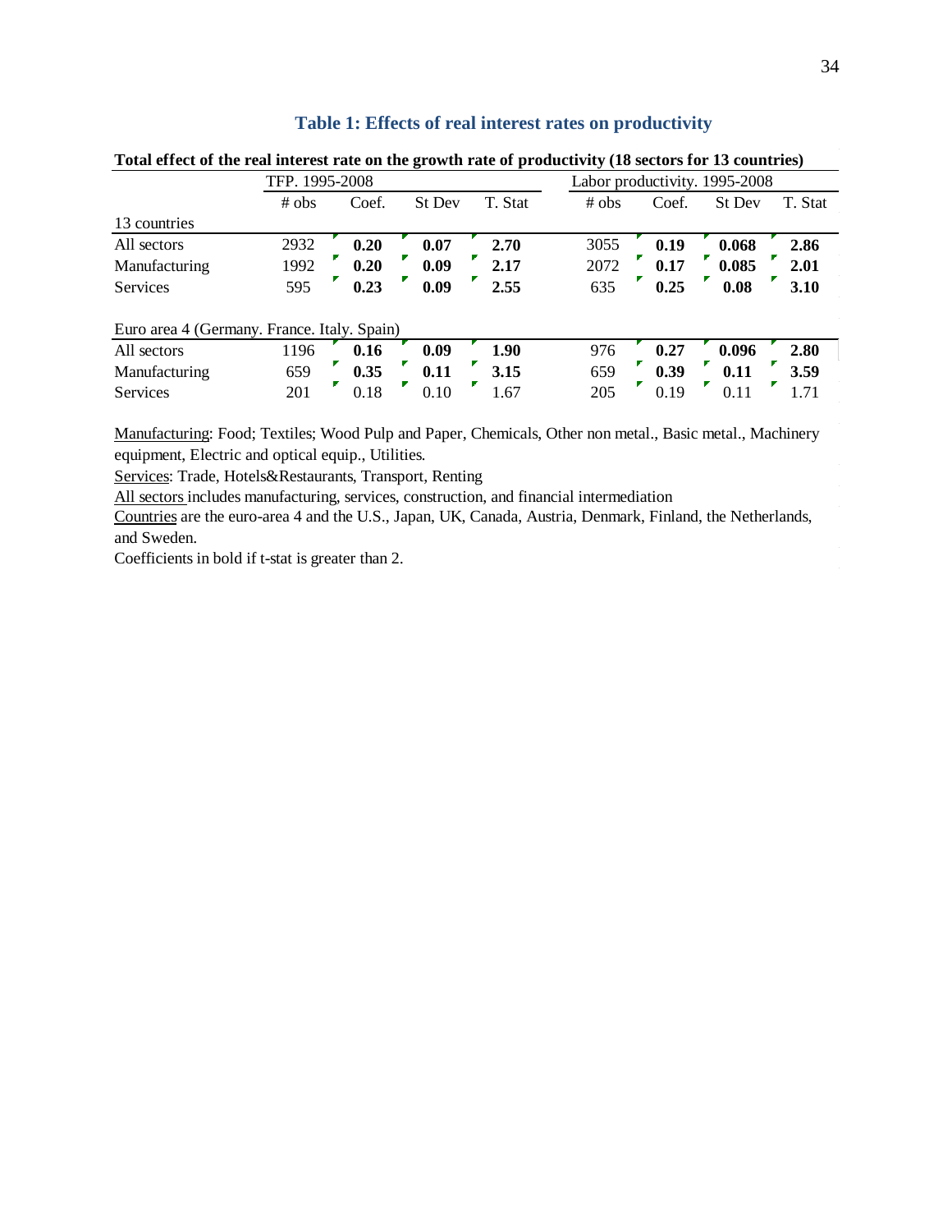## Table 1: Effects of real interest rates on productivity

**Total effect of the real interest rate on the growth rate of productivity (18 sectors for 13 countries)**

| | TFP. 1995-2008 | | | | Labor productivity. 1995-2008 | | | |
|---|---|---|---|---|---|---|---|---|
| | # obs | Coef. | St Dev | T. Stat | # obs | Coef. | St Dev | T. Stat |
| 13 countries | | | | | | | | |
| All sectors | 2932 | **0.20** | **0.07** | **2.70** | 3055 | **0.19** | **0.068** | **2.86** |
| Manufacturing | 1992 | **0.20** | **0.09** | **2.17** | 2072 | **0.17** | **0.085** | **2.01** |
| Services | 595 | **0.23** | **0.09** | **2.55** | 635 | **0.25** | **0.08** | **3.10** |
| Euro area 4 (Germany. France. Italy. Spain) | | | | | | | | |
| All sectors | 1196 | **0.16** | **0.09** | **1.90** | 976 | **0.27** | **0.096** | **2.80** |
| Manufacturing | 659 | **0.35** | **0.11** | **3.15** | 659 | **0.39** | **0.11** | **3.59** |
| Services | 201 | 0.18 | 0.10 | 1.67 | 205 | 0.19 | 0.11 | 1.71 |

Manufacturing: Food; Textiles; Wood Pulp and Paper, Chemicals, Other non metal., Basic metal., Machinery equipment, Electric and optical equip., Utilities.

Services: Trade, Hotels&Restaurants, Transport, Renting

All sectors includes manufacturing, services, construction, and financial intermediation

Countries are the euro-area 4 and the U.S., Japan, UK, Canada, Austria, Denmark, Finland, the Netherlands, and Sweden.

Coefficients in bold if t-stat is greater than 2.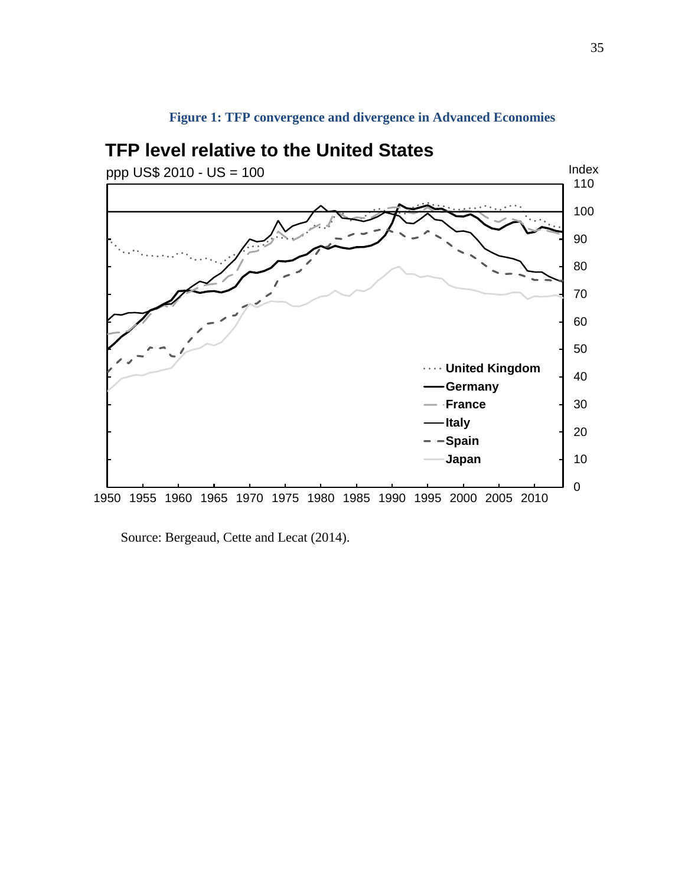**Figure 1: TFP convergence and divergence in Advanced Economies**

**TFP level relative to the United States**

ppp US$ 2010 - US = 100

Source: Bergeaud, Cette and Lecat (2014).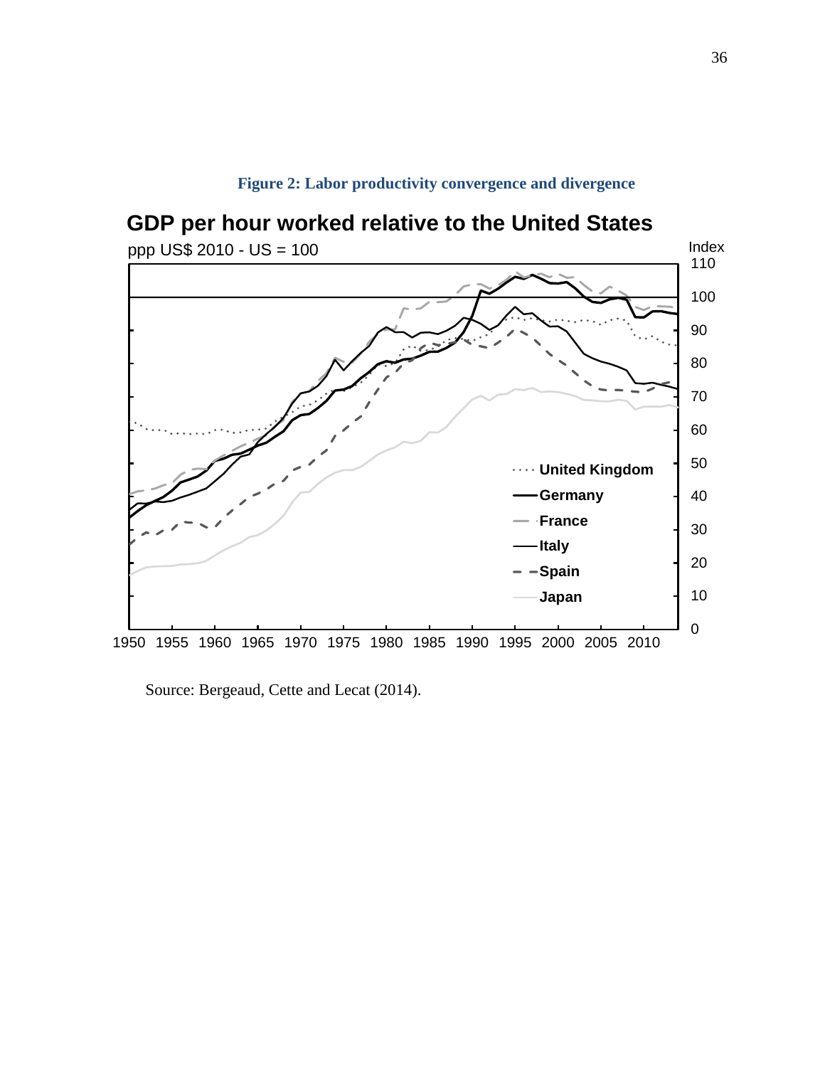**Figure 2: Labor productivity convergence and divergence**

**GDP per hour worked relative to the United States**

ppp US$ 2010 - US = 100

Source: Bergeaud, Cette and Lecat (2014).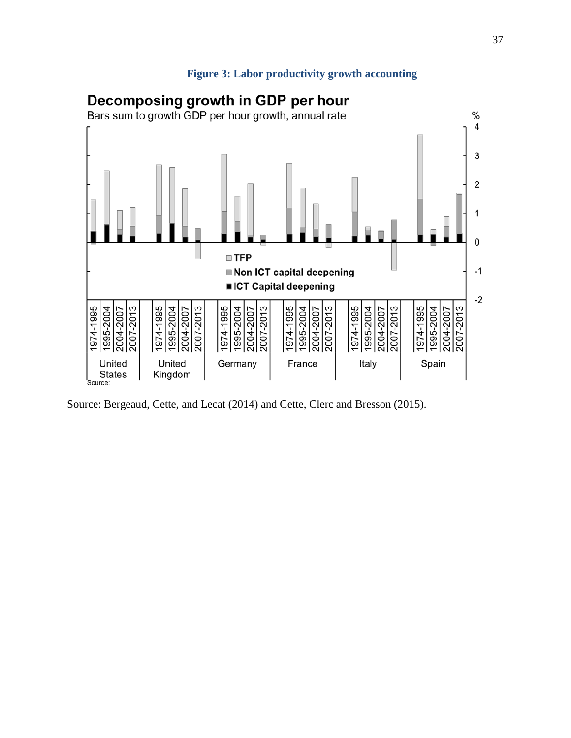**Figure 3: Labor productivity growth accounting**

Source: Bergeaud, Cette, and Lecat (2014) and Cette, Clerc and Bresson (2015).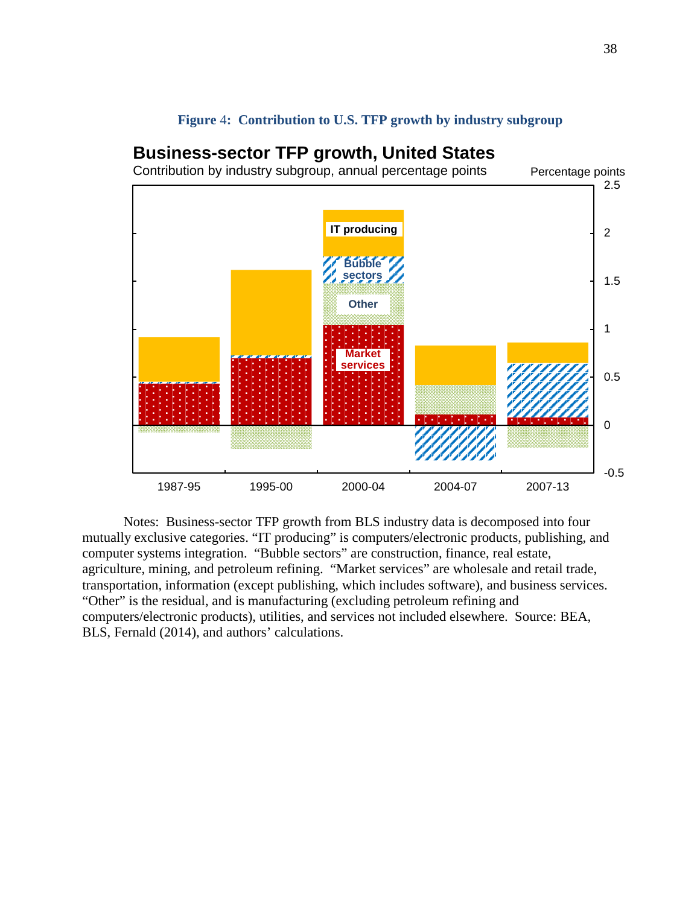**Figure 4: Contribution to U.S. TFP growth by industry subgroup**

Notes: Business-sector TFP growth from BLS industry data is decomposed into four mutually exclusive categories. “IT producing” is computers/electronic products, publishing, and computer systems integration. “Bubble sectors” are construction, finance, real estate, agriculture, mining, and petroleum refining. “Market services” are wholesale and retail trade, transportation, information (except publishing, which includes software), and business services. “Other” is the residual, and is manufacturing (excluding petroleum refining and computers/electronic products), utilities, and services not included elsewhere. Source: BEA, BLS, Fernald (2014), and authors’ calculations.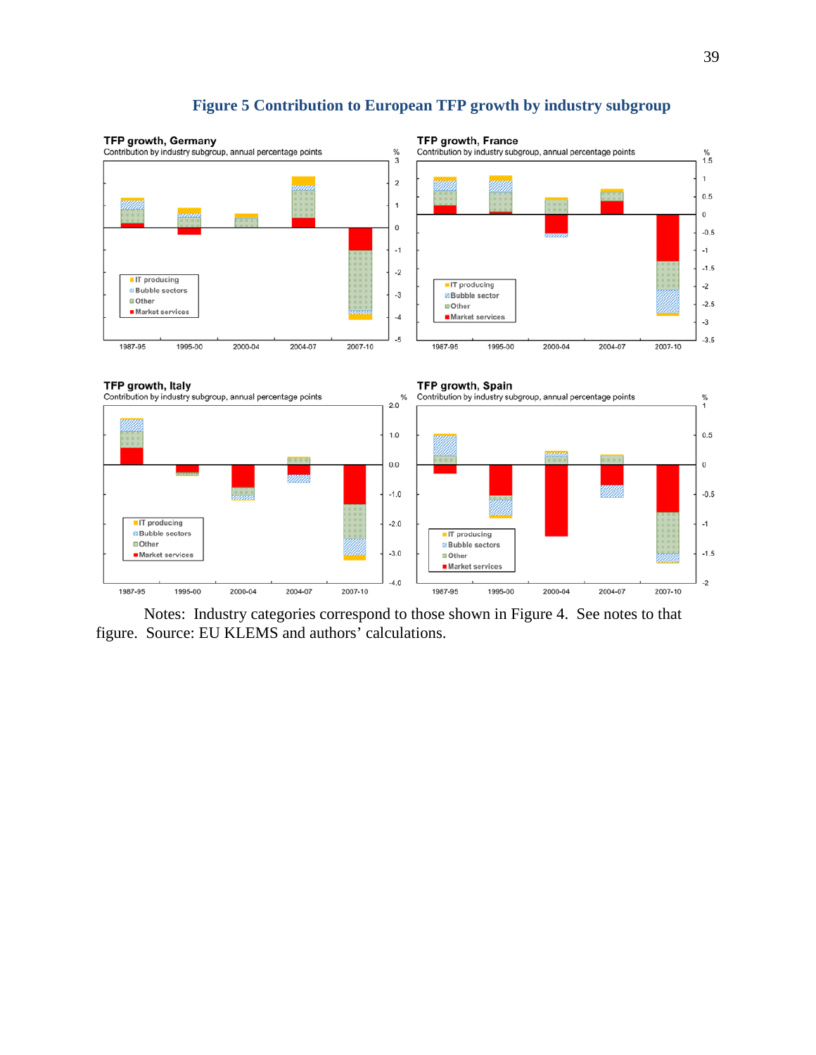# Figure 5 Contribution to European TFP growth by industry subgroup

**TFP growth, Germany**
Contribution by industry subgroup, annual percentage points

**TFP growth, France**
Contribution by industry subgroup, annual percentage points

**TFP growth, Italy**
Contribution by industry subgroup, annual percentage points

**TFP growth, Spain**
Contribution by industry subgroup, annual percentage points

Notes: Industry categories correspond to those shown in Figure 4. See notes to that figure. Source: EU KLEMS and authors' calculations.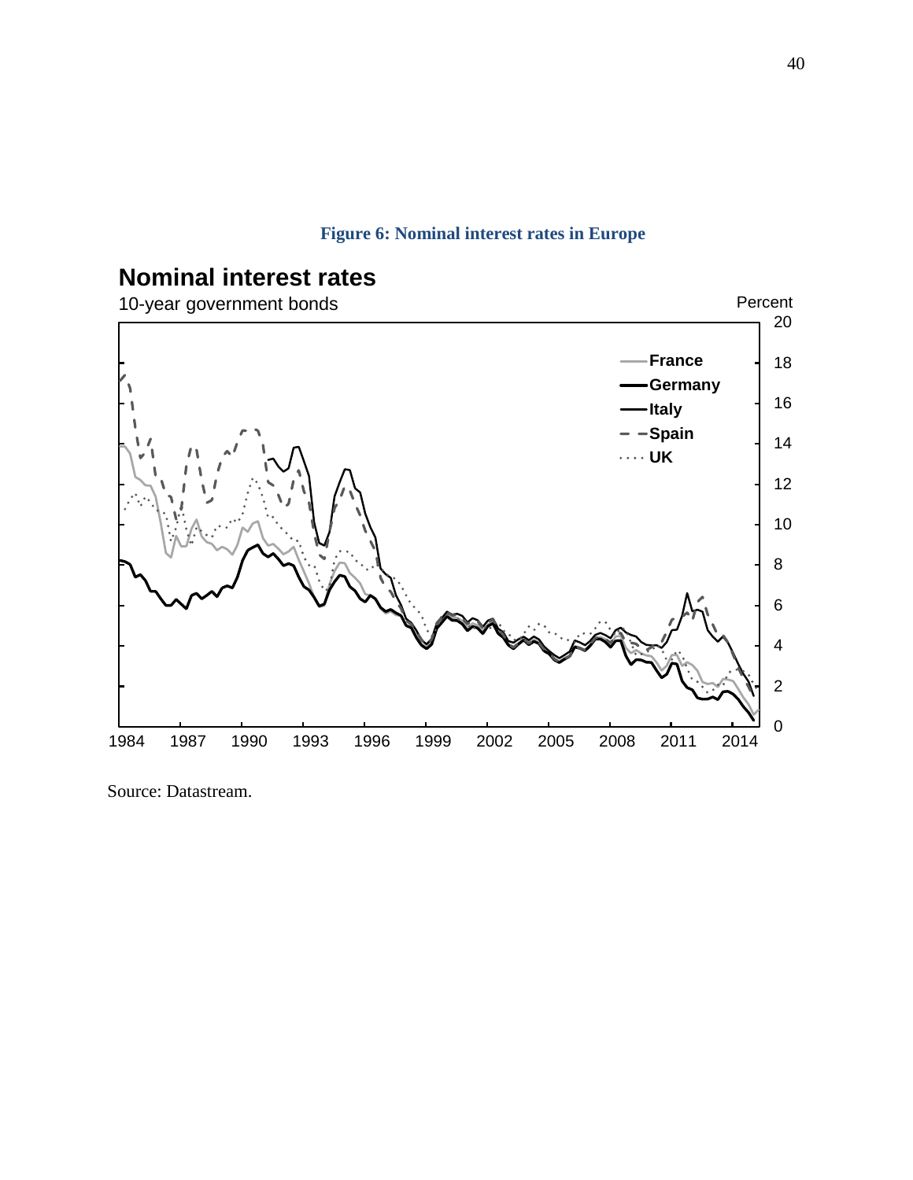**Figure 6: Nominal interest rates in Europe**

Source: Datastream.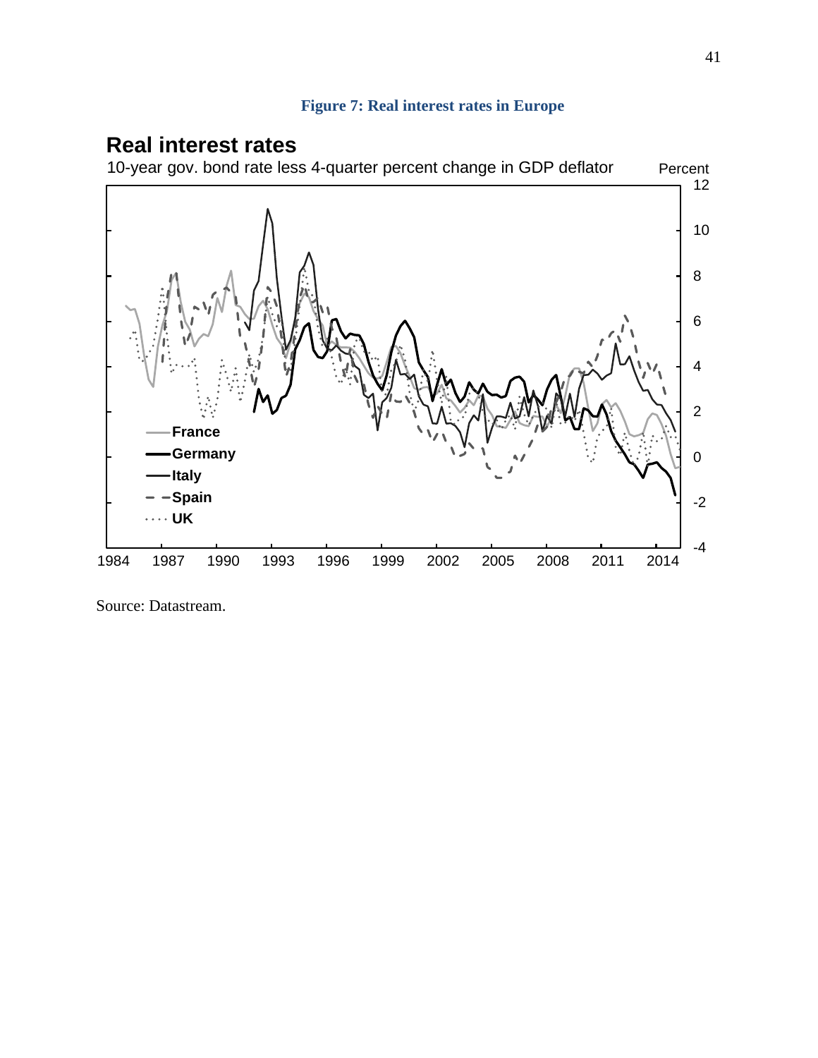**Figure 7: Real interest rates in Europe**

## Real interest rates

10-year gov. bond rate less 4-quarter percent change in GDP deflator

Percent

Legend: France, Germany, Italy, Spain, UK

Source: Datastream.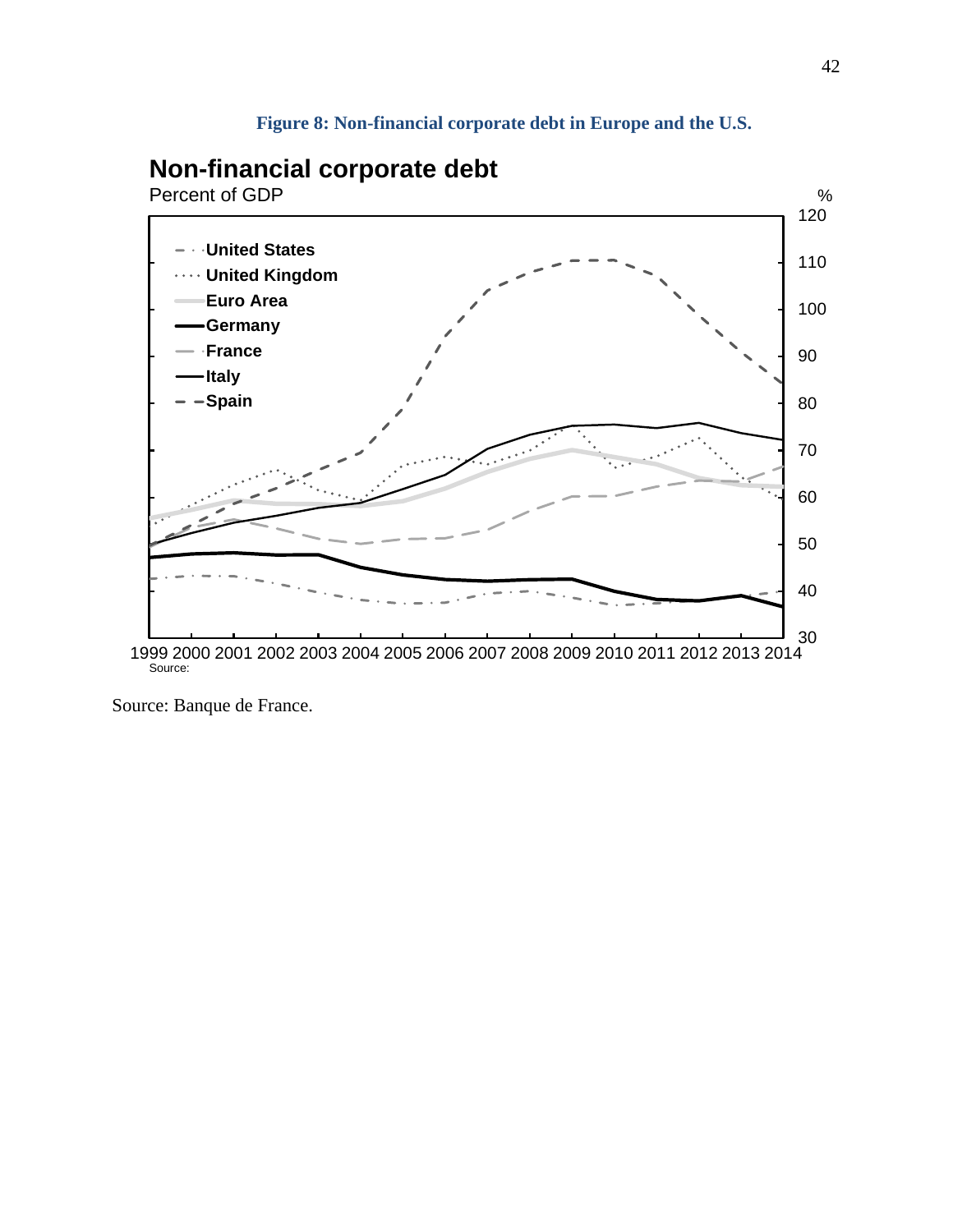**Figure 8: Non-financial corporate debt in Europe and the U.S.**

**Non-financial corporate debt**

Percent of GDP

Source: Banque de France.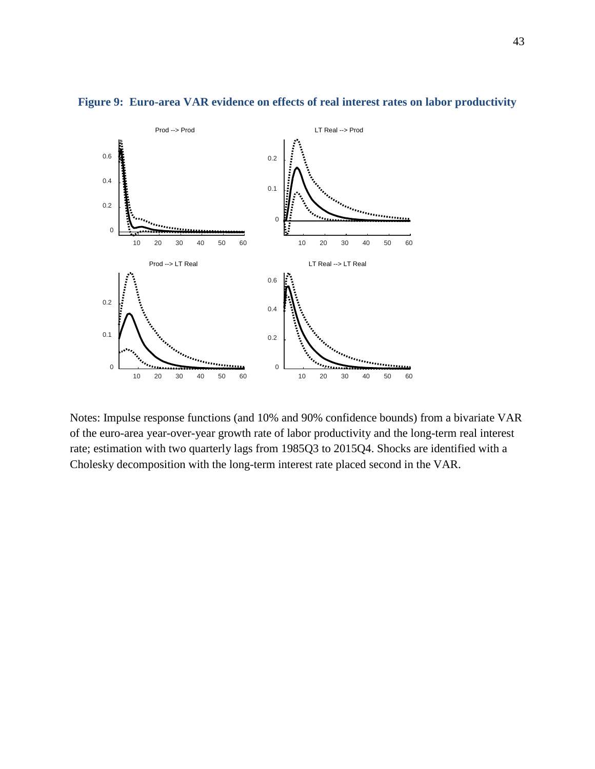**Figure 9: Euro-area VAR evidence on effects of real interest rates on labor productivity**

Notes: Impulse response functions (and 10% and 90% confidence bounds) from a bivariate VAR of the euro-area year-over-year growth rate of labor productivity and the long-term real interest rate; estimation with two quarterly lags from 1985Q3 to 2015Q4. Shocks are identified with a Cholesky decomposition with the long-term interest rate placed second in the VAR.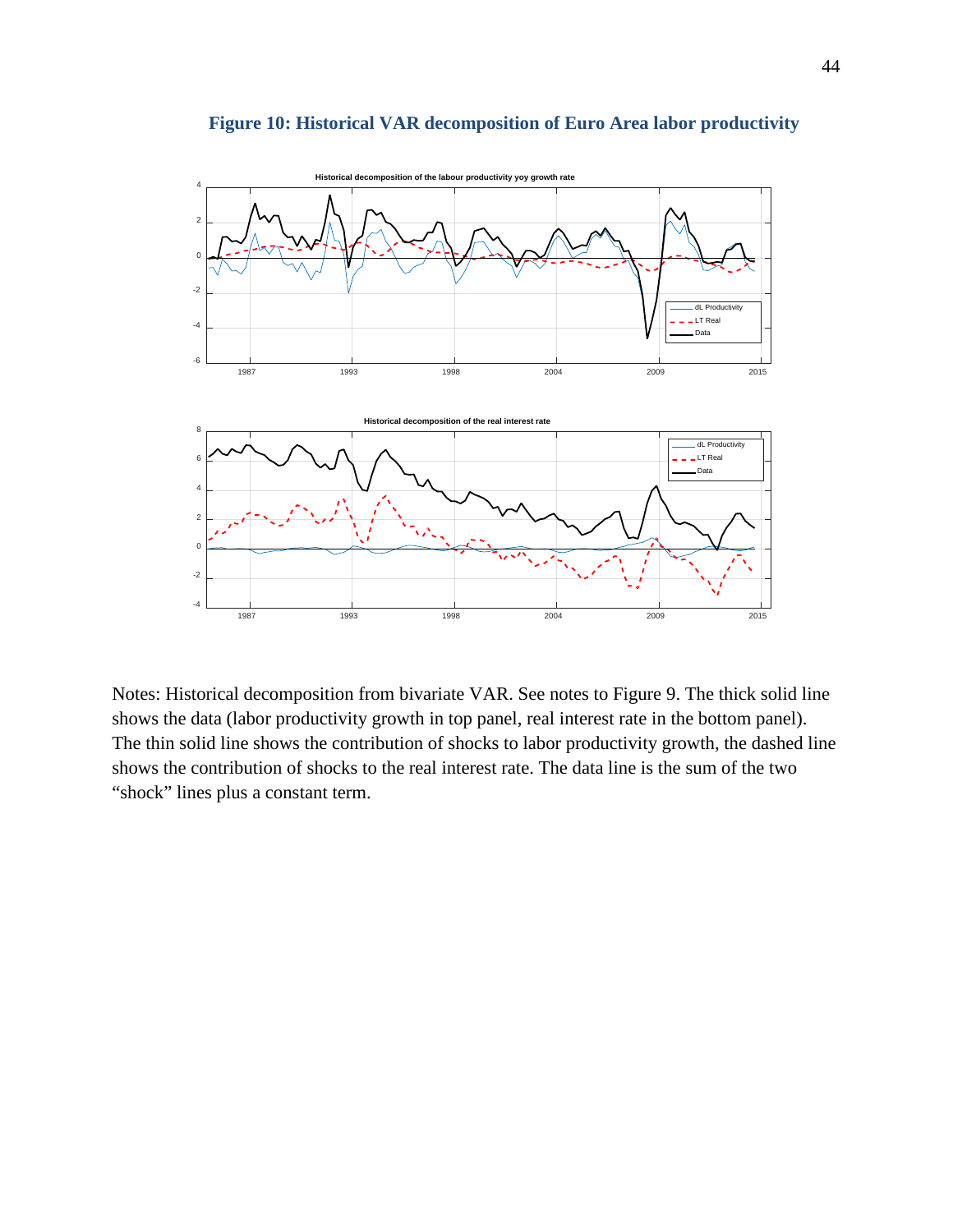## Figure 10: Historical VAR decomposition of Euro Area labor productivity

Notes: Historical decomposition from bivariate VAR. See notes to Figure 9. The thick solid line shows the data (labor productivity growth in top panel, real interest rate in the bottom panel). The thin solid line shows the contribution of shocks to labor productivity growth, the dashed line shows the contribution of shocks to the real interest rate. The data line is the sum of the two "shock" lines plus a constant term.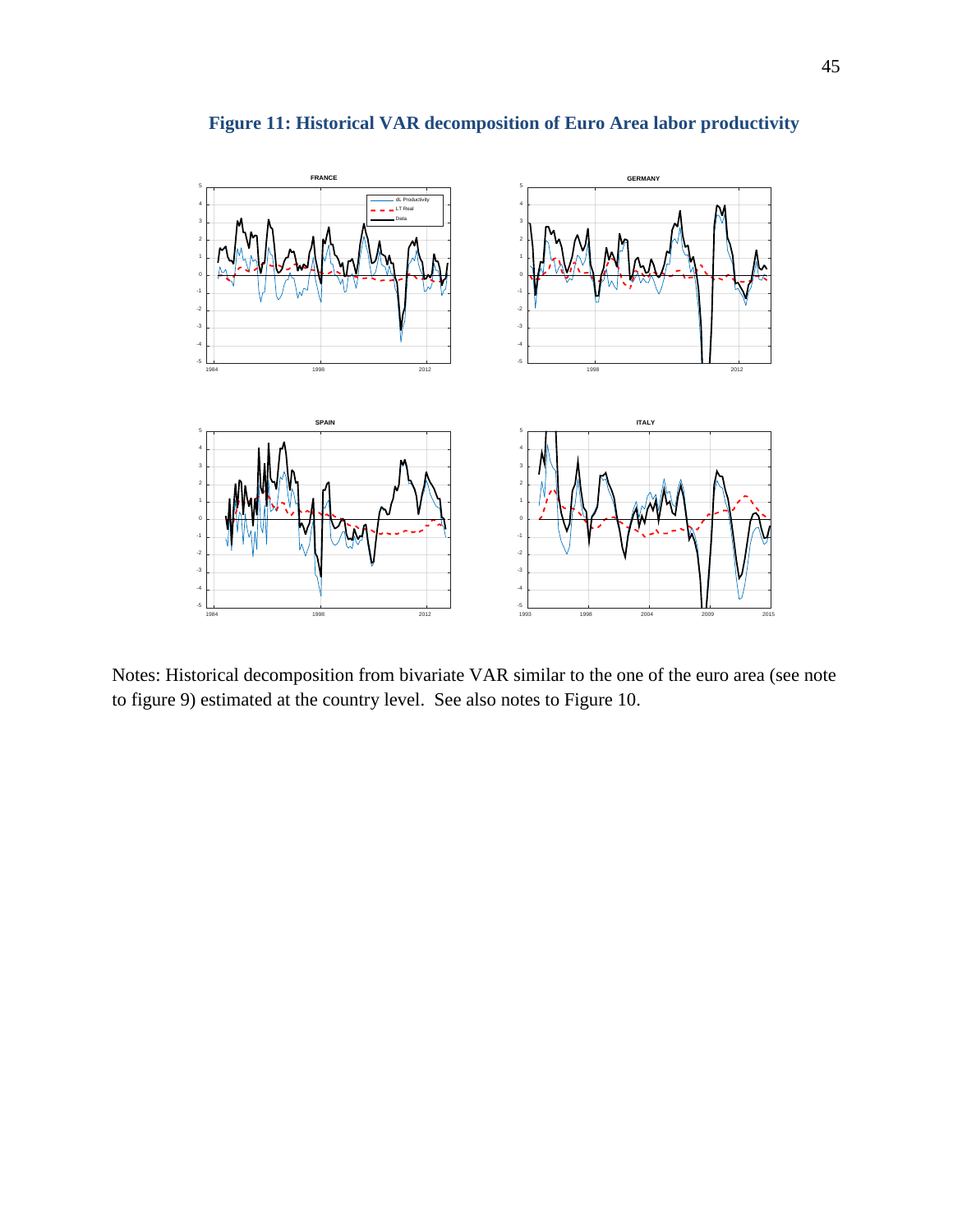**Figure 11: Historical VAR decomposition of Euro Area labor productivity**

Notes: Historical decomposition from bivariate VAR similar to the one of the euro area (see note to figure 9) estimated at the country level. See also notes to Figure 10.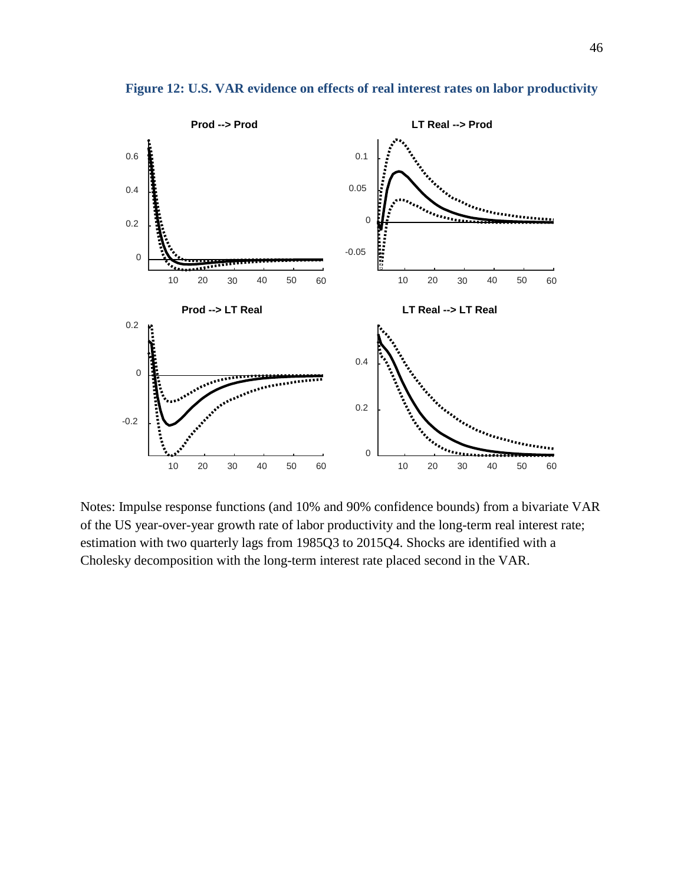**Figure 12: U.S. VAR evidence on effects of real interest rates on labor productivity**

Notes: Impulse response functions (and 10% and 90% confidence bounds) from a bivariate VAR of the US year-over-year growth rate of labor productivity and the long-term real interest rate; estimation with two quarterly lags from 1985Q3 to 2015Q4. Shocks are identified with a Cholesky decomposition with the long-term interest rate placed second in the VAR.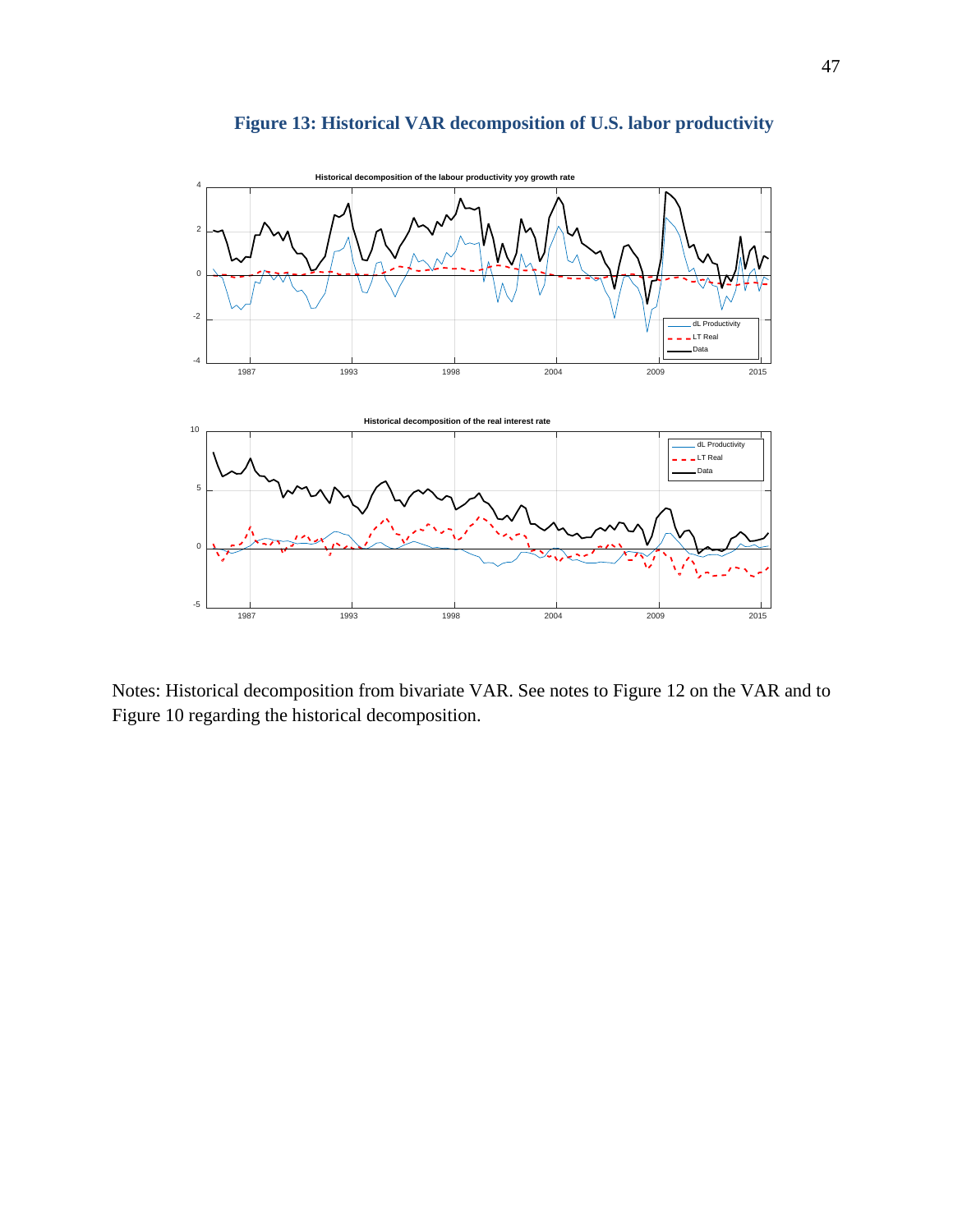**Figure 13: Historical VAR decomposition of U.S. labor productivity**

Historical decomposition of the labour productivity yoy growth rate

4
2
0
-2
-4

1987 1993 1998 2004 2009 2015

dL Productivity
LT Real
Data

Historical decomposition of the real interest rate

10
5
0
-5

1987 1993 1998 2004 2009 2015

dL Productivity
LT Real
Data

Notes: Historical decomposition from bivariate VAR. See notes to Figure 12 on the VAR and to Figure 10 regarding the historical decomposition.